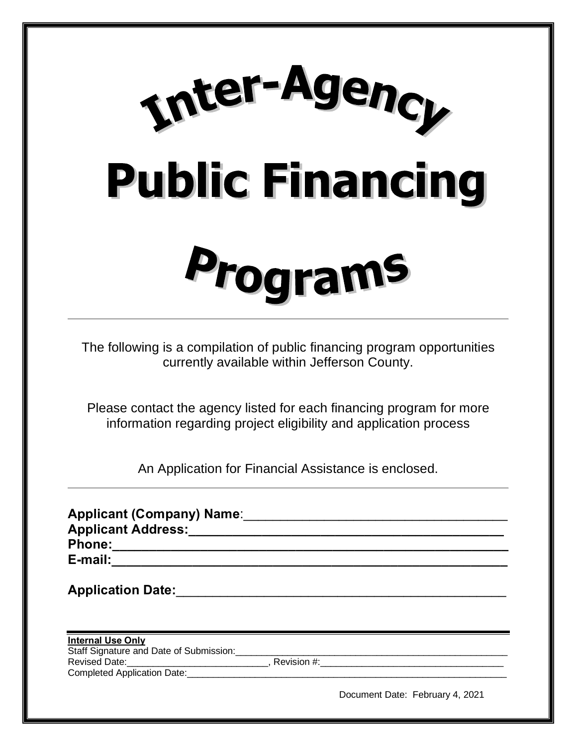# Inter-Agency Public Financing Programs

---

The following is a compilation of public financing program opportunities currently available within Jefferson County.

Please contact the agency listed for each financing program for more information regarding project eligibility and application process

An Application for Financial Assistance is enclosed.

---

**Applicant (Company) Name**:\_\_\_\_\_\_\_\_\_\_\_\_\_\_\_\_\_\_\_\_\_\_\_\_\_\_\_\_\_\_\_\_\_\_\_\_
**Applicant Address:**\_\_\_\_\_\_\_\_\_\_\_\_\_\_\_\_\_\_\_\_\_\_\_\_\_\_\_\_\_\_\_\_\_\_\_\_\_\_\_\_\_\_\_\_
**Phone:**\_\_\_\_\_\_\_\_\_\_\_\_\_\_\_\_\_\_\_\_\_\_\_\_\_\_\_\_\_\_\_\_\_\_\_\_\_\_\_\_\_\_\_\_\_\_\_\_\_\_\_\_\_\_
**E-mail:**\_\_\_\_\_\_\_\_\_\_\_\_\_\_\_\_\_\_\_\_\_\_\_\_\_\_\_\_\_\_\_\_\_\_\_\_\_\_\_\_\_\_\_\_\_\_\_\_\_\_\_\_\_\_

**Application Date:**\_\_\_\_\_\_\_\_\_\_\_\_\_\_\_\_\_\_\_\_\_\_\_\_\_\_\_\_\_\_\_\_\_\_\_\_\_\_\_\_\_\_\_\_\_\_

---

**Internal Use Only**
Staff Signature and Date of Submission:\_\_\_\_\_\_\_\_\_\_\_\_\_\_\_\_\_\_\_\_\_\_\_\_\_\_\_\_\_\_\_\_\_\_\_\_\_\_\_\_\_\_\_\_\_\_\_\_\_\_
Revised Date:\_\_\_\_\_\_\_\_\_\_\_\_\_\_\_\_\_\_\_\_\_\_\_\_\_\_\_, Revision #:\_\_\_\_\_\_\_\_\_\_\_\_\_\_\_\_\_\_\_\_\_\_\_\_\_\_\_\_\_\_\_\_\_\_
Completed Application Date:\_\_\_\_\_\_\_\_\_\_\_\_\_\_\_\_\_\_\_\_\_\_\_\_\_\_\_\_\_\_\_\_\_\_\_\_\_\_\_\_\_\_\_\_\_\_\_\_\_\_\_\_\_\_\_\_\_\_\_\_\_\_\_\_

Document Date: February 4, 2021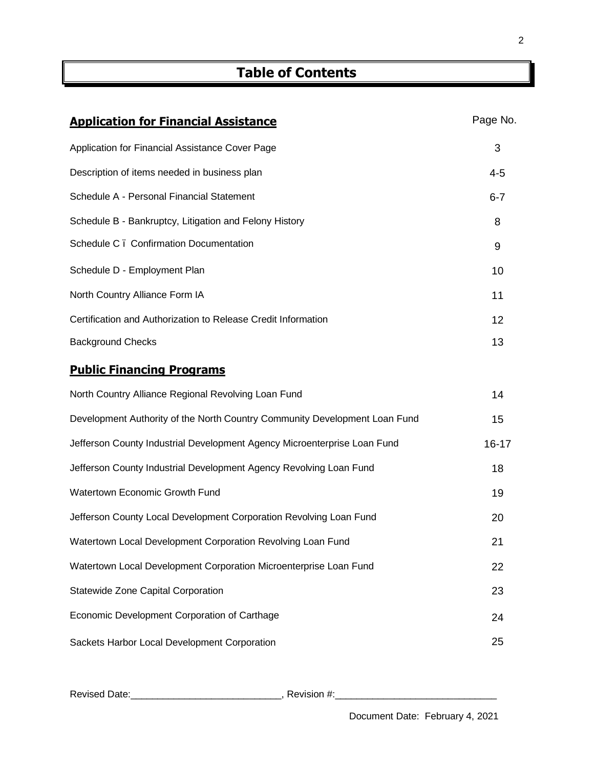# Table of Contents

| **Application for Financial Assistance** | Page No. |
| --- | --- |
| Application for Financial Assistance Cover Page | 3 |
| Description of items needed in business plan | 4-5 |
| Schedule A - Personal Financial Statement | 6-7 |
| Schedule B - Bankruptcy, Litigation and Felony History | 8 |
| Schedule C ï Confirmation Documentation | 9 |
| Schedule D - Employment Plan | 10 |
| North Country Alliance Form IA | 11 |
| Certification and Authorization to Release Credit Information | 12 |
| Background Checks | 13 |
| **Public Financing Programs** | |
| North Country Alliance Regional Revolving Loan Fund | 14 |
| Development Authority of the North Country Community Development Loan Fund | 15 |
| Jefferson County Industrial Development Agency Microenterprise Loan Fund | 16-17 |
| Jefferson County Industrial Development Agency Revolving Loan Fund | 18 |
| Watertown Economic Growth Fund | 19 |
| Jefferson County Local Development Corporation Revolving Loan Fund | 20 |
| Watertown Local Development Corporation Revolving Loan Fund | 21 |
| Watertown Local Development Corporation Microenterprise Loan Fund | 22 |
| Statewide Zone Capital Corporation | 23 |
| Economic Development Corporation of Carthage | 24 |
| Sackets Harbor Local Development Corporation | 25 |

Revised Date:____________________________, Revision #:______________________________

Document Date: February 4, 2021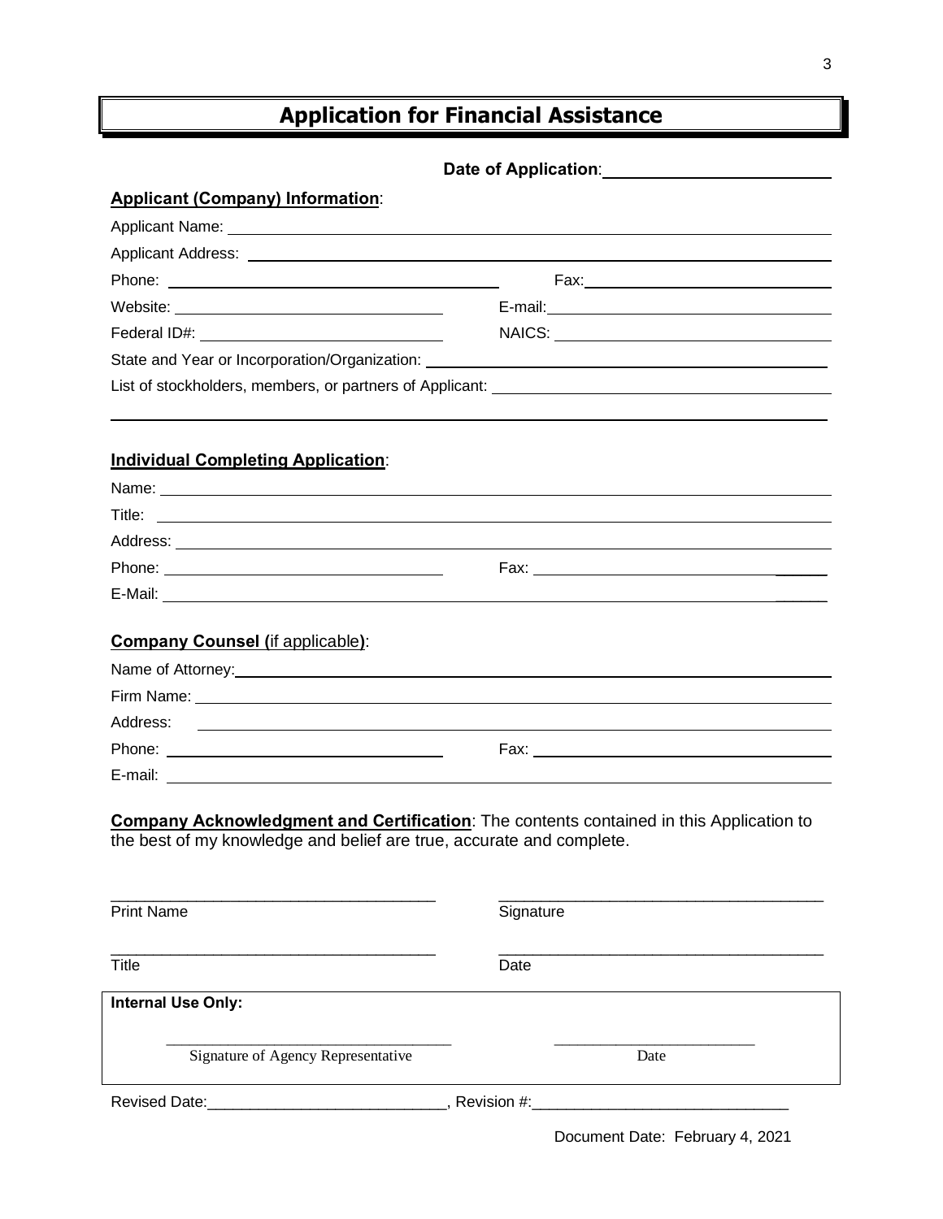# Application for Financial Assistance

**Date of Application**: ______________________

**Applicant (Company) Information**:

Applicant Name: ______________________

Applicant Address: ______________________

Phone: ______________________ Fax: ______________________

Website: ______________________ E-mail: ______________________

Federal ID#: ______________________ NAICS: ______________________

State and Year or Incorporation/Organization: ______________________

List of stockholders, members, or partners of Applicant: ______________________

______________________

**Individual Completing Application**:

Name: ______________________

Title: ______________________

Address: ______________________

Phone: ______________________ Fax: ______________________

E-Mail: ______________________

**Company Counsel (**if applicable**)**:

Name of Attorney: ______________________

Firm Name: ______________________

Address: ______________________

Phone: ______________________ Fax: ______________________

E-mail: ______________________

**Company Acknowledgment and Certification**: The contents contained in this Application to the best of my knowledge and belief are true, accurate and complete.

______________________ ______________________
Print Name Signature

______________________ ______________________
Title Date

| **Internal Use Only:** | |
|---|---|
| ______________________ | ______________________ |
| Signature of Agency Representative | Date |

Revised Date:______________________, Revision #:______________________

Document Date: February 4, 2021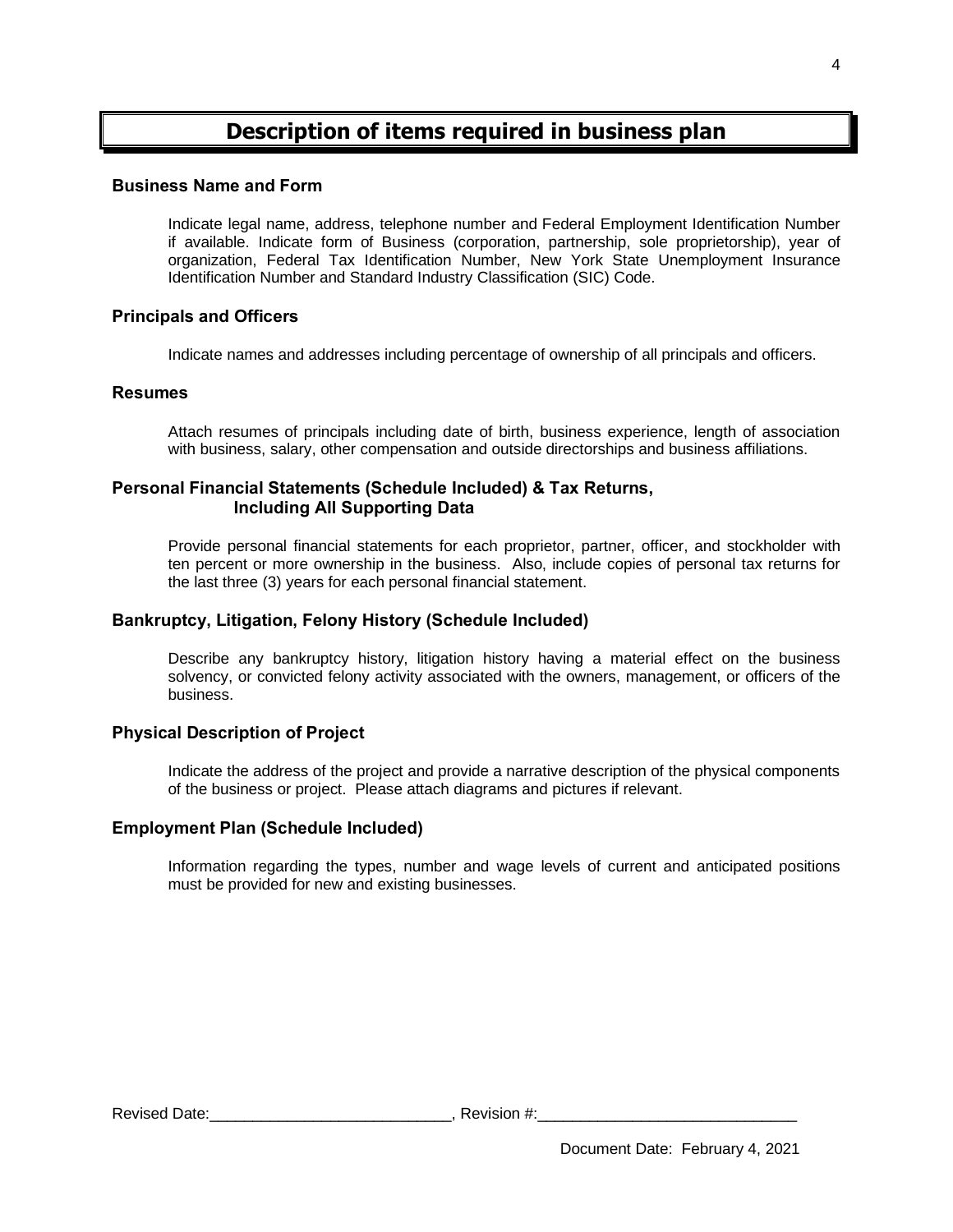# Description of items required in business plan

### Business Name and Form

Indicate legal name, address, telephone number and Federal Employment Identification Number if available. Indicate form of Business (corporation, partnership, sole proprietorship), year of organization, Federal Tax Identification Number, New York State Unemployment Insurance Identification Number and Standard Industry Classification (SIC) Code.

### Principals and Officers

Indicate names and addresses including percentage of ownership of all principals and officers.

### Resumes

Attach resumes of principals including date of birth, business experience, length of association with business, salary, other compensation and outside directorships and business affiliations.

### Personal Financial Statements (Schedule Included) & Tax Returns, Including All Supporting Data

Provide personal financial statements for each proprietor, partner, officer, and stockholder with ten percent or more ownership in the business. Also, include copies of personal tax returns for the last three (3) years for each personal financial statement.

### Bankruptcy, Litigation, Felony History (Schedule Included)

Describe any bankruptcy history, litigation history having a material effect on the business solvency, or convicted felony activity associated with the owners, management, or officers of the business.

### Physical Description of Project

Indicate the address of the project and provide a narrative description of the physical components of the business or project. Please attach diagrams and pictures if relevant.

### Employment Plan (Schedule Included)

Information regarding the types, number and wage levels of current and anticipated positions must be provided for new and existing businesses.

Revised Date:____________________________, Revision #:______________________________

Document Date: February 4, 2021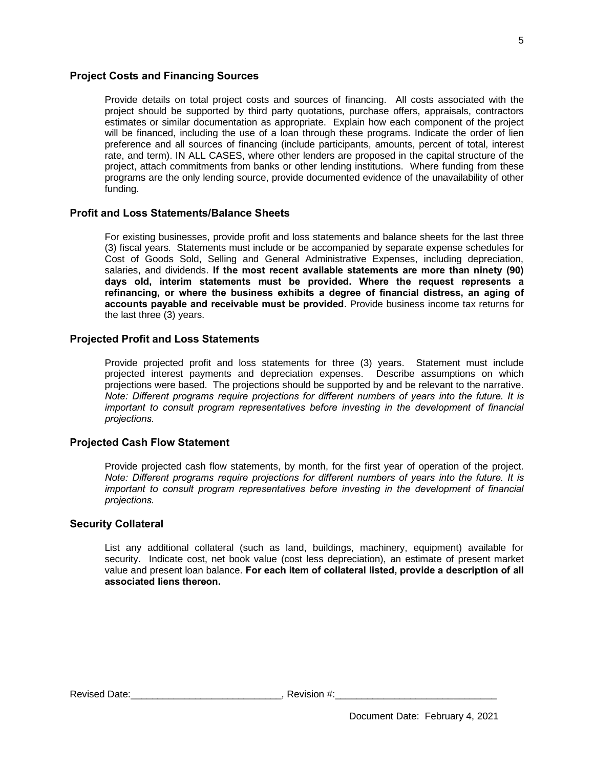### Project Costs and Financing Sources

Provide details on total project costs and sources of financing. All costs associated with the project should be supported by third party quotations, purchase offers, appraisals, contractors estimates or similar documentation as appropriate. Explain how each component of the project will be financed, including the use of a loan through these programs. Indicate the order of lien preference and all sources of financing (include participants, amounts, percent of total, interest rate, and term). IN ALL CASES, where other lenders are proposed in the capital structure of the project, attach commitments from banks or other lending institutions. Where funding from these programs are the only lending source, provide documented evidence of the unavailability of other funding.

### Profit and Loss Statements/Balance Sheets

For existing businesses, provide profit and loss statements and balance sheets for the last three (3) fiscal years. Statements must include or be accompanied by separate expense schedules for Cost of Goods Sold, Selling and General Administrative Expenses, including depreciation, salaries, and dividends. **If the most recent available statements are more than ninety (90) days old, interim statements must be provided. Where the request represents a refinancing, or where the business exhibits a degree of financial distress, an aging of accounts payable and receivable must be provided**. Provide business income tax returns for the last three (3) years.

### Projected Profit and Loss Statements

Provide projected profit and loss statements for three (3) years. Statement must include projected interest payments and depreciation expenses. Describe assumptions on which projections were based. The projections should be supported by and be relevant to the narrative. *Note: Different programs require projections for different numbers of years into the future. It is important to consult program representatives before investing in the development of financial projections.*

### Projected Cash Flow Statement

Provide projected cash flow statements, by month, for the first year of operation of the project. *Note: Different programs require projections for different numbers of years into the future. It is important to consult program representatives before investing in the development of financial projections.*

### Security Collateral

List any additional collateral (such as land, buildings, machinery, equipment) available for security. Indicate cost, net book value (cost less depreciation), an estimate of present market value and present loan balance. **For each item of collateral listed, provide a description of all associated liens thereon.**

Revised Date:____________________________, Revision #:______________________________

Document Date: February 4, 2021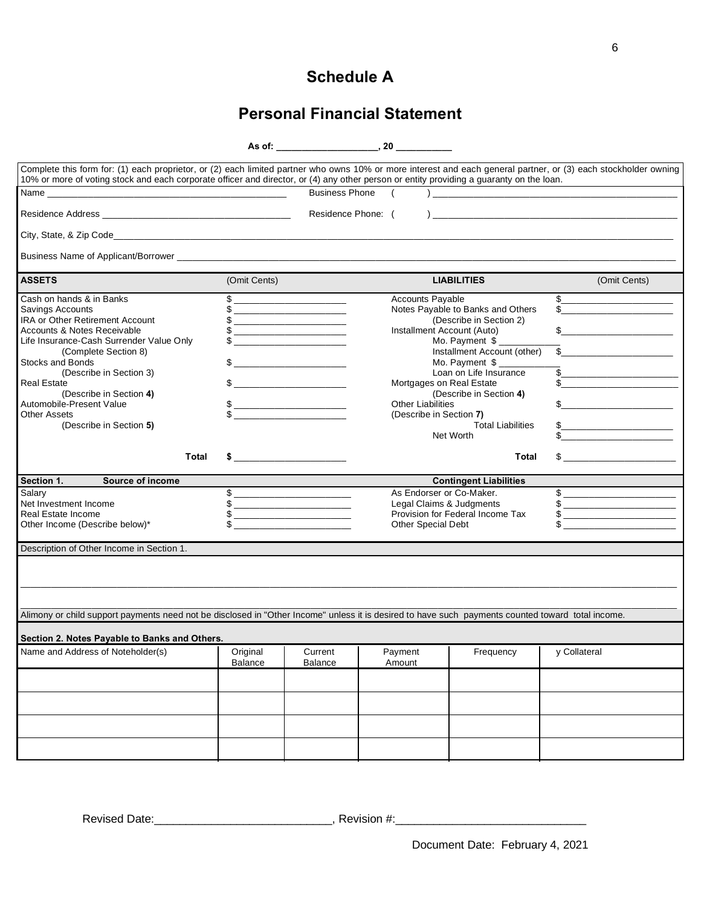# Schedule A

## Personal Financial Statement

**As of: ____________________, 20 ___________**

Complete this form for: (1) each proprietor, or (2) each limited partner who owns 10% or more interest and each general partner, or (3) each stockholder owning 10% or more of voting stock and each corporate officer and director, or (4) any other person or entity providing a guaranty on the loan.

Name ________________________________________________ Business Phone ( ) ________________________________________________

Residence Address ____________________________________ Residence Phone: ( ) ________________________________________________

City, State, & Zip Code________________________________________________________________________________________________

Business Name of Applicant/Borrower ________________________________________________________________________________

| ASSETS | (Omit Cents) | LIABILITIES | (Omit Cents) |
|---|---|---|---|
| Cash on hands & in Banks | $ ____________________ | Accounts Payable | $ ____________________ |
| Savings Accounts | $ ____________________ | Notes Payable to Banks and Others (Describe in Section 2) | $ ____________________ |
| IRA or Other Retirement Account | $ ____________________ | | |
| Accounts & Notes Receivable | $ ____________________ | Installment Account (Auto) Mo. Payment $ ____________ | $ ____________________ |
| Life Insurance-Cash Surrender Value Only (Complete Section 8) | $ ____________________ | Installment Account (other) Mo. Payment $ ____________ | $ ____________________ |
| Stocks and Bonds (Describe in Section 3) | $ ____________________ | Loan on Life Insurance | $ ____________________ |
| Real Estate (Describe in Section **4)** | $ ____________________ | Mortgages on Real Estate (Describe in Section **4)** | $ ____________________ |
| Automobile-Present Value | $ ____________________ | Other Liabilities (Describe in Section **7)** | $ ____________________ |
| Other Assets (Describe in Section **5)** | $ ____________________ | Total Liabilities | $ ____________________ |
| | | Net Worth | $ ____________________ |
| **Total** | **$** ____________________ | **Total** | $ ____________________ |

| **Section 1. Source of income** | | **Contingent Liabilities** | |
|---|---|---|---|
| Salary | $ ____________________ | As Endorser or Co-Maker. | $ ____________________ |
| Net Investment Income | $ ____________________ | Legal Claims & Judgments | $ ____________________ |
| Real Estate Income | $ ____________________ | Provision for Federal Income Tax | $ ____________________ |
| Other Income (Describe below)* | $ ____________________ | Other Special Debt | $ ____________________ |

Description of Other Income in Section 1.

________________________________________________________________________________________________________________

________________________________________________________________________________________________________________

Alimony or child support payments need not be disclosed in "Other Income" unless it is desired to have such payments counted toward total income.

**Section 2. Notes Payable to Banks and Others.**

| Name and Address of Noteholder(s) | Original Balance | Current Balance | Payment Amount | Frequency | y Collateral |
|---|---|---|---|---|---|
| | | | | | |
| | | | | | |
| | | | | | |
| | | | | | |

Revised Date:____________________________, Revision #:______________________________

Document Date: February 4, 2021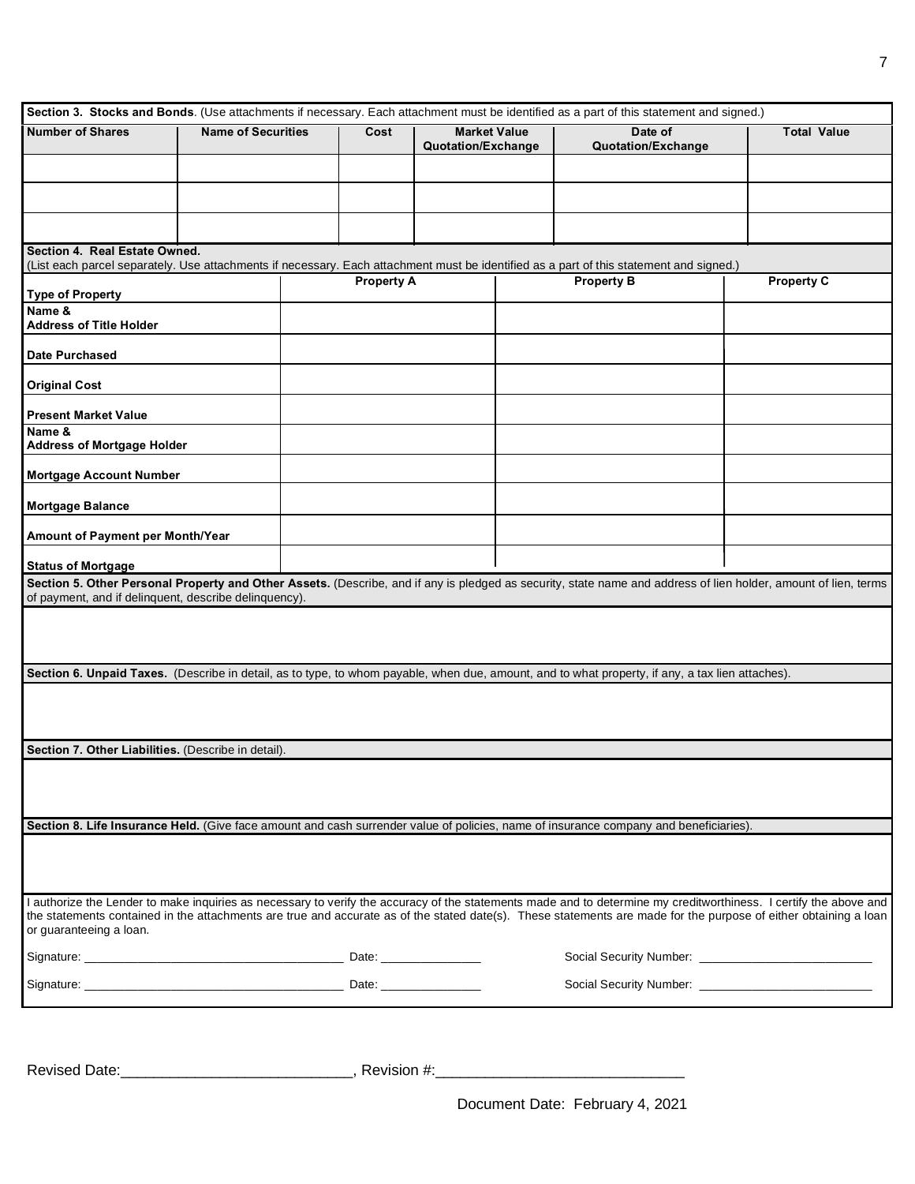**Section 3. Stocks and Bonds**. (Use attachments if necessary. Each attachment must be identified as a part of this statement and signed.)

| Number of Shares | Name of Securities | Cost | Market Value Quotation/Exchange | Date of Quotation/Exchange | Total Value |
|---|---|---|---|---|---|
| | | | | | |
| | | | | | |
| | | | | | |

**Section 4. Real Estate Owned.**
(List each parcel separately. Use attachments if necessary. Each attachment must be identified as a part of this statement and signed.)

| Type of Property | Property A | Property B | Property C |
|---|---|---|---|
| Name & Address of Title Holder | | | |
| Date Purchased | | | |
| Original Cost | | | |
| Present Market Value | | | |
| Name & Address of Mortgage Holder | | | |
| Mortgage Account Number | | | |
| Mortgage Balance | | | |
| Amount of Payment per Month/Year | | | |
| Status of Mortgage | | | |

**Section 5. Other Personal Property and Other Assets.** (Describe, and if any is pledged as security, state name and address of lien holder, amount of lien, terms of payment, and if delinquent, describe delinquency).

**Section 6. Unpaid Taxes.** (Describe in detail, as to type, to whom payable, when due, amount, and to what property, if any, a tax lien attaches).

**Section 7. Other Liabilities.** (Describe in detail).

**Section 8. Life Insurance Held.** (Give face amount and cash surrender value of policies, name of insurance company and beneficiaries).

I authorize the Lender to make inquiries as necessary to verify the accuracy of the statements made and to determine my creditworthiness. I certify the above and the statements contained in the attachments are true and accurate as of the stated date(s). These statements are made for the purpose of either obtaining a loan or guaranteeing a loan.

Signature: ______________________________ Date: _______________ Social Security Number: _________________________

Signature: ______________________________ Date: _______________ Social Security Number: _________________________

Revised Date:____________________________, Revision #:_____________________________

Document Date: February 4, 2021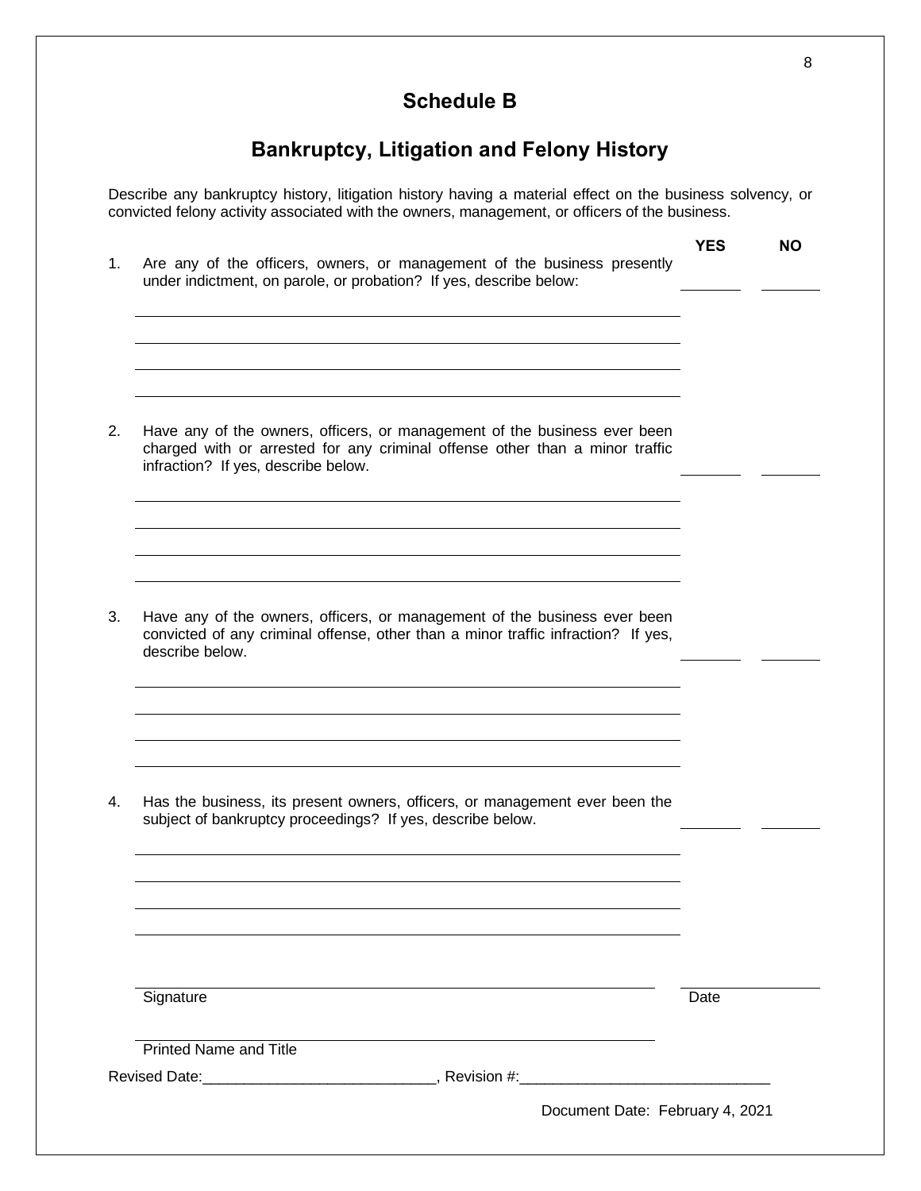# Schedule B

## Bankruptcy, Litigation and Felony History

Describe any bankruptcy history, litigation history having a material effect on the business solvency, or convicted felony activity associated with the owners, management, or officers of the business.

| | | YES | NO |
|---|---|---|---|
| 1. | Are any of the officers, owners, or management of the business presently under indictment, on parole, or probation? If yes, describe below: | _______ | _______ |

_______________________________________________

_______________________________________________

_______________________________________________

_______________________________________________

| | | YES | NO |
|---|---|---|---|
| 2. | Have any of the owners, officers, or management of the business ever been charged with or arrested for any criminal offense other than a minor traffic infraction? If yes, describe below. | _______ | _______ |

_______________________________________________

_______________________________________________

_______________________________________________

_______________________________________________

| | | YES | NO |
|---|---|---|---|
| 3. | Have any of the owners, officers, or management of the business ever been convicted of any criminal offense, other than a minor traffic infraction? If yes, describe below. | _______ | _______ |

_______________________________________________

_______________________________________________

_______________________________________________

_______________________________________________

| | | YES | NO |
|---|---|---|---|
| 4. | Has the business, its present owners, officers, or management ever been the subject of bankruptcy proceedings? If yes, describe below. | _______ | _______ |

_______________________________________________

_______________________________________________

_______________________________________________

_______________________________________________

_______________________________________________ _______________

Signature Date

_______________________________________________

Printed Name and Title

Revised Date:____________________________, Revision #:______________________________

Document Date: February 4, 2021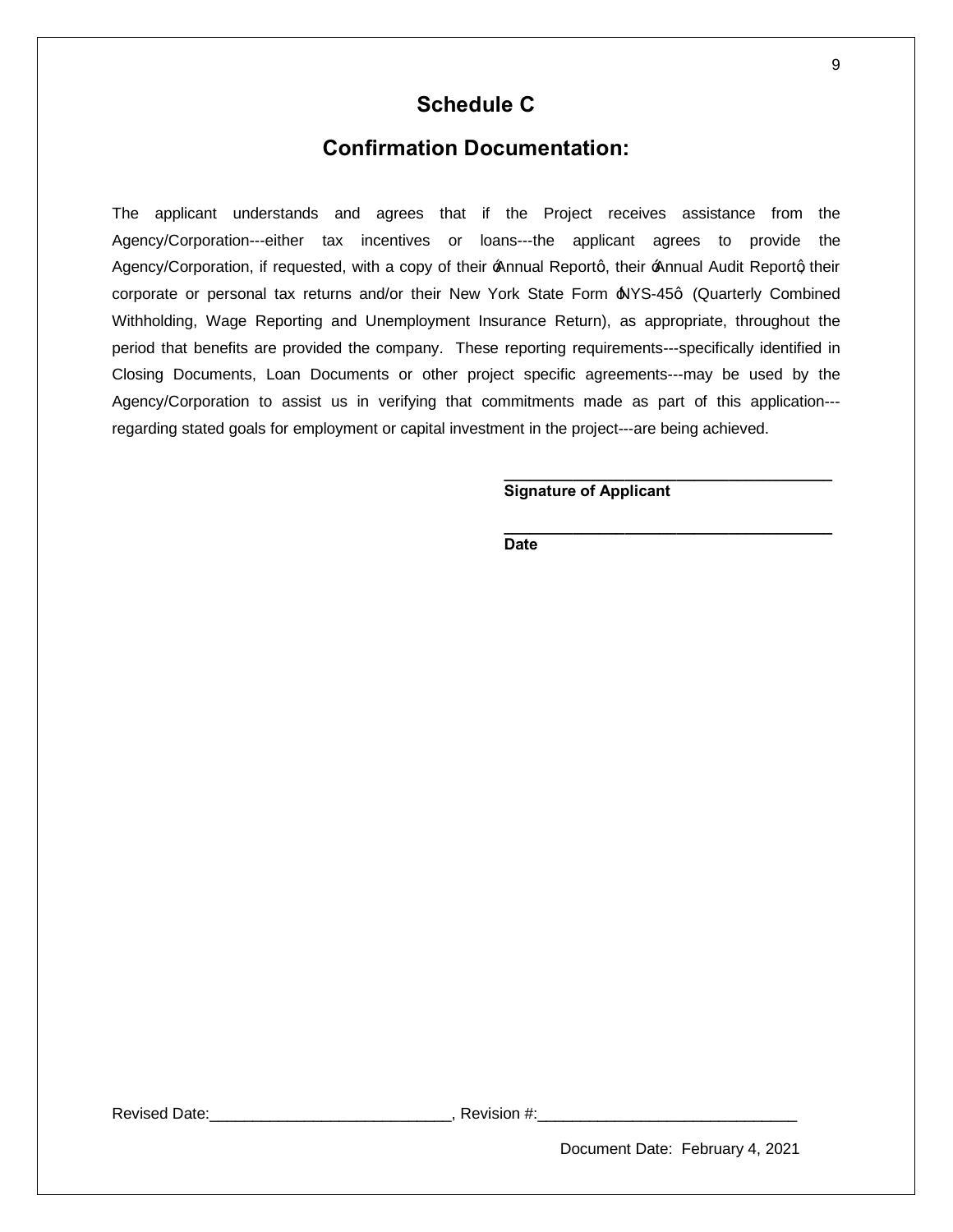# Schedule C

## Confirmation Documentation:

The applicant understands and agrees that if the Project receives assistance from the Agency/Corporation---either tax incentives or loans---the applicant agrees to provide the Agency/Corporation, if requested, with a copy of their "Annual Report", their "Annual Audit Report", their corporate or personal tax returns and/or their New York State Form "NYS-45" (Quarterly Combined Withholding, Wage Reporting and Unemployment Insurance Return), as appropriate, throughout the period that benefits are provided the company. These reporting requirements---specifically identified in Closing Documents, Loan Documents or other project specific agreements---may be used by the Agency/Corporation to assist us in verifying that commitments made as part of this application---regarding stated goals for employment or capital investment in the project---are being achieved.

______________________________________
**Signature of Applicant**

______________________________________
**Date**

Revised Date:____________________________, Revision #:______________________________

Document Date: February 4, 2021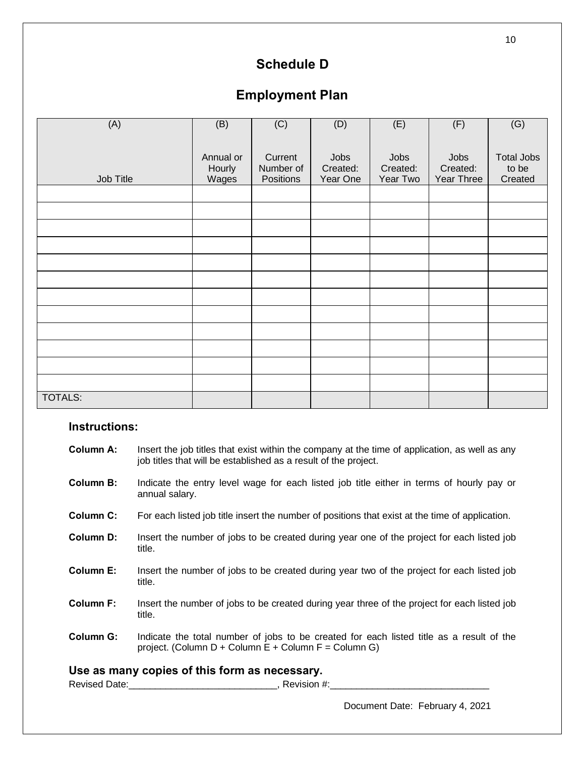# Schedule D

## Employment Plan

| (A)<br><br>Job Title | (B)<br><br>Annual or Hourly Wages | (C)<br><br>Current Number of Positions | (D)<br><br>Jobs Created: Year One | (E)<br><br>Jobs Created: Year Two | (F)<br><br>Jobs Created: Year Three | (G)<br><br>Total Jobs to be Created |
|---|---|---|---|---|---|---|
| | | | | | | |
| | | | | | | |
| | | | | | | |
| | | | | | | |
| | | | | | | |
| | | | | | | |
| | | | | | | |
| | | | | | | |
| | | | | | | |
| | | | | | | |
| | | | | | | |
| | | | | | | |
| TOTALS: | | | | | | |

### Instructions:

**Column A:** Insert the job titles that exist within the company at the time of application, as well as any job titles that will be established as a result of the project.

**Column B:** Indicate the entry level wage for each listed job title either in terms of hourly pay or annual salary.

**Column C:** For each listed job title insert the number of positions that exist at the time of application.

**Column D:** Insert the number of jobs to be created during year one of the project for each listed job title.

**Column E:** Insert the number of jobs to be created during year two of the project for each listed job title.

**Column F:** Insert the number of jobs to be created during year three of the project for each listed job title.

**Column G:** Indicate the total number of jobs to be created for each listed title as a result of the project. (Column D + Column E + Column F = Column G)

### Use as many copies of this form as necessary.

Revised Date:____________________________, Revision #:______________________________

Document Date: February 4, 2021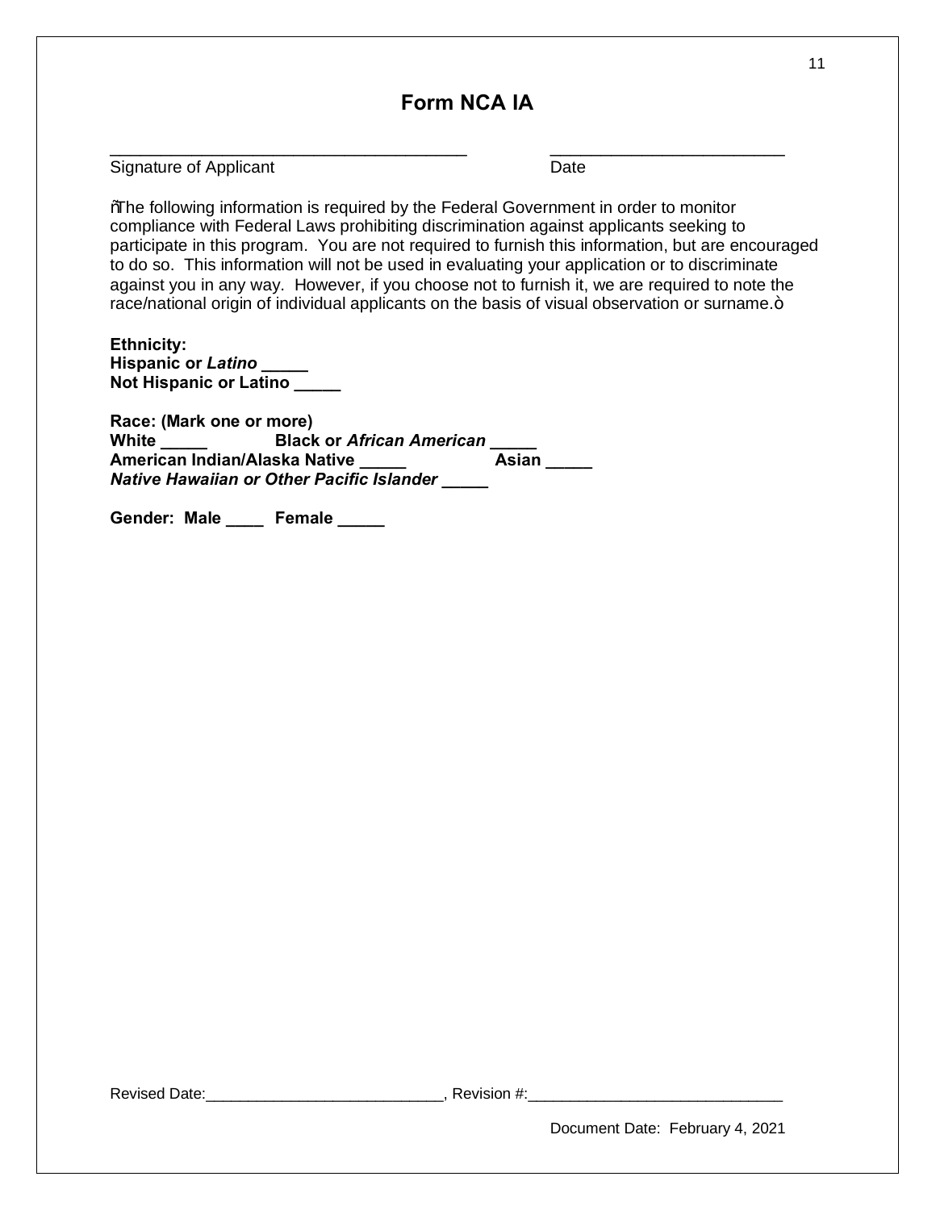# Form NCA IA

_______________________________________ &nbsp;&nbsp;&nbsp;&nbsp;&nbsp;&nbsp;&nbsp;&nbsp;&nbsp;&nbsp;&nbsp;&nbsp; _________________________
Signature of Applicant &nbsp;&nbsp;&nbsp;&nbsp;&nbsp;&nbsp;&nbsp;&nbsp;&nbsp;&nbsp;&nbsp;&nbsp;&nbsp;&nbsp;&nbsp;&nbsp;&nbsp;&nbsp;&nbsp;&nbsp;&nbsp;&nbsp;&nbsp;&nbsp;&nbsp;&nbsp;&nbsp;&nbsp;&nbsp;&nbsp;&nbsp;&nbsp;&nbsp;&nbsp;&nbsp;&nbsp;&nbsp;&nbsp;&nbsp;&nbsp;&nbsp;&nbsp; Date

ñThe following information is required by the Federal Government in order to monitor compliance with Federal Laws prohibiting discrimination against applicants seeking to participate in this program. You are not required to furnish this information, but are encouraged to do so. This information will not be used in evaluating your application or to discriminate against you in any way. However, if you choose not to furnish it, we are required to note the race/national origin of individual applicants on the basis of visual observation or surname.ò

**Ethnicity:**
**Hispanic or *Latino* _____**
**Not Hispanic or Latino _____**

**Race: (Mark one or more)**
**White _____ &nbsp;&nbsp;&nbsp;&nbsp;&nbsp;&nbsp;&nbsp;&nbsp; Black or *African American* _____**
**American Indian/Alaska Native _____ &nbsp;&nbsp;&nbsp;&nbsp;&nbsp;&nbsp;&nbsp;&nbsp; Asian _____**
***Native Hawaiian or Other Pacific Islander* _____**

**Gender: Male ____ Female _____**

Revised Date:____________________________, Revision #:______________________________

Document Date: February 4, 2021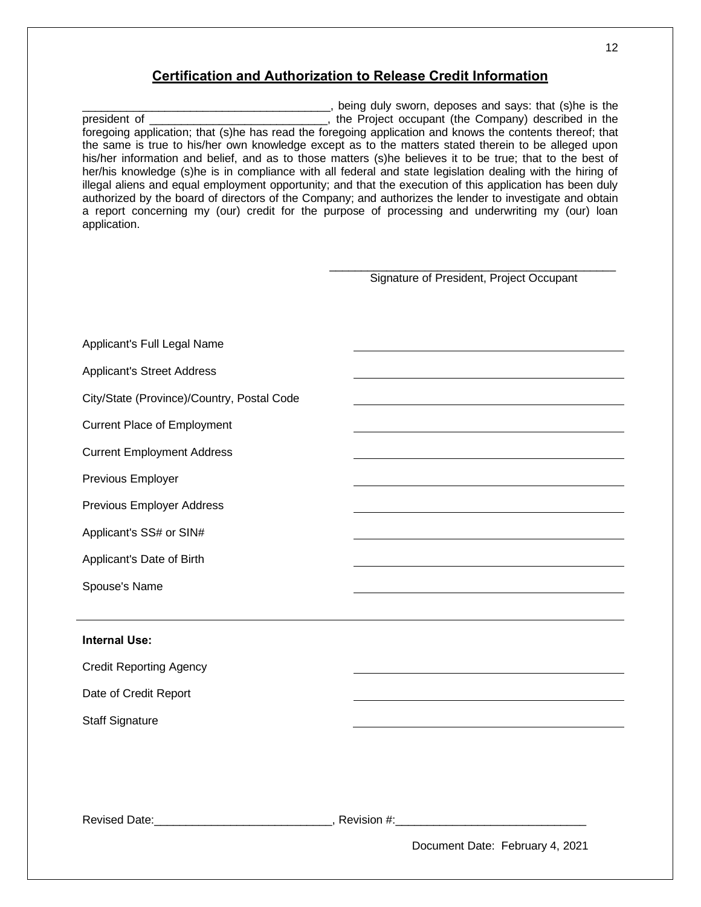## Certification and Authorization to Release Credit Information

_______________________________________, being duly sworn, deposes and says: that (s)he is the president of ____________________________, the Project occupant (the Company) described in the foregoing application; that (s)he has read the foregoing application and knows the contents thereof; that the same is true to his/her own knowledge except as to the matters stated therein to be alleged upon his/her information and belief, and as to those matters (s)he believes it to be true; that to the best of her/his knowledge (s)he is in compliance with all federal and state legislation dealing with the hiring of illegal aliens and equal employment opportunity; and that the execution of this application has been duly authorized by the board of directors of the Company; and authorizes the lender to investigate and obtain a report concerning my (our) credit for the purpose of processing and underwriting my (our) loan application.

_______________________________________________
Signature of President, Project Occupant

| | |
|---|---|
| Applicant's Full Legal Name | |
| Applicant's Street Address | |
| City/State (Province)/Country, Postal Code | |
| Current Place of Employment | |
| Current Employment Address | |
| Previous Employer | |
| Previous Employer Address | |
| Applicant's SS# or SIN# | |
| Applicant's Date of Birth | |
| Spouse's Name | |

---

**Internal Use:**

| | |
|---|---|
| Credit Reporting Agency | |
| Date of Credit Report | |
| Staff Signature | |

Revised Date:____________________________, Revision #:______________________________

Document Date: February 4, 2021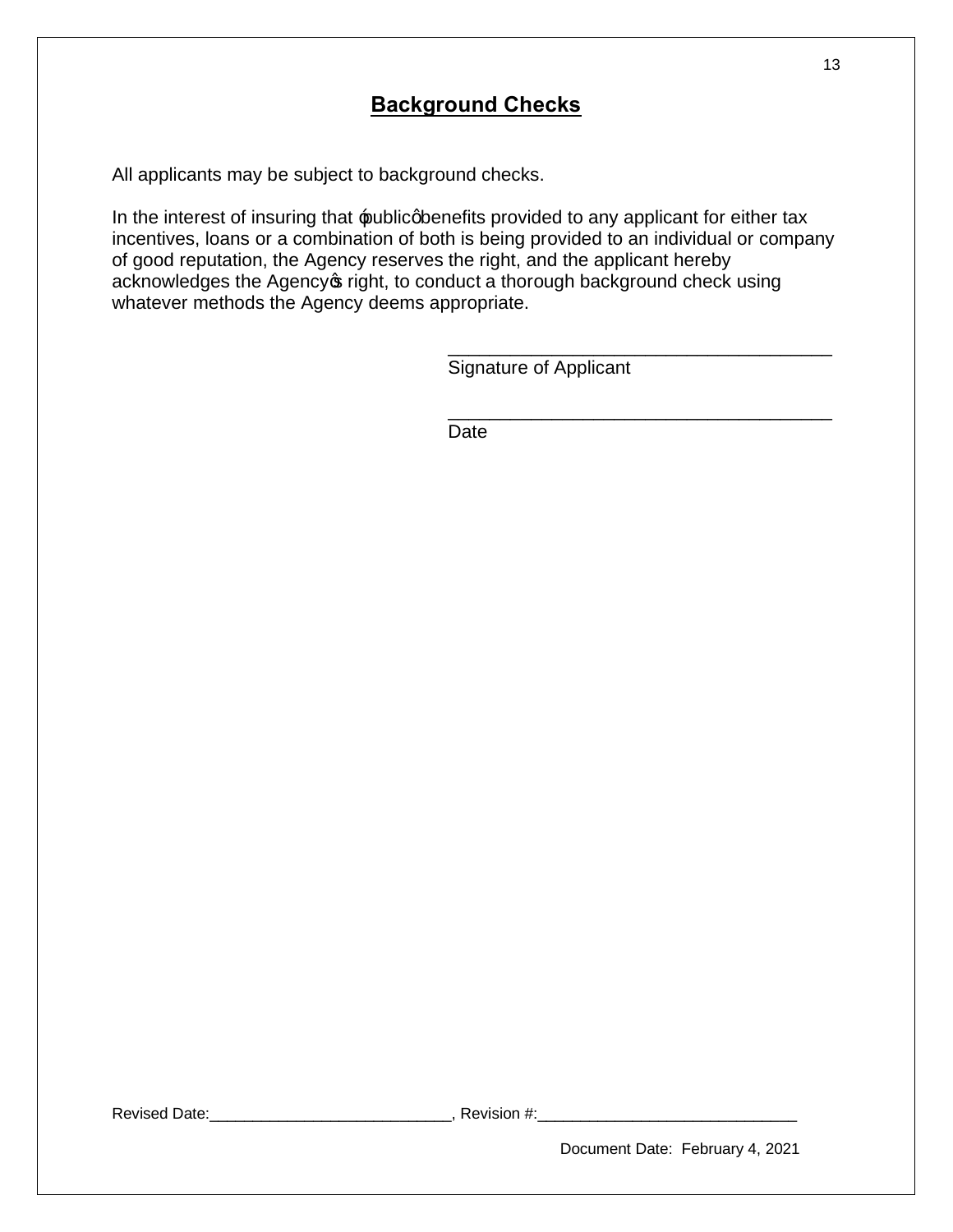## Background Checks

All applicants may be subject to background checks.

In the interest of insuring that "public" benefits provided to any applicant for either tax incentives, loans or a combination of both is being provided to an individual or company of good reputation, the Agency reserves the right, and the applicant hereby acknowledges the Agency's right, to conduct a thorough background check using whatever methods the Agency deems appropriate.

_______________________________________
Signature of Applicant

_______________________________________
Date

Revised Date:___________________________, Revision #:_____________________________

Document Date: February 4, 2021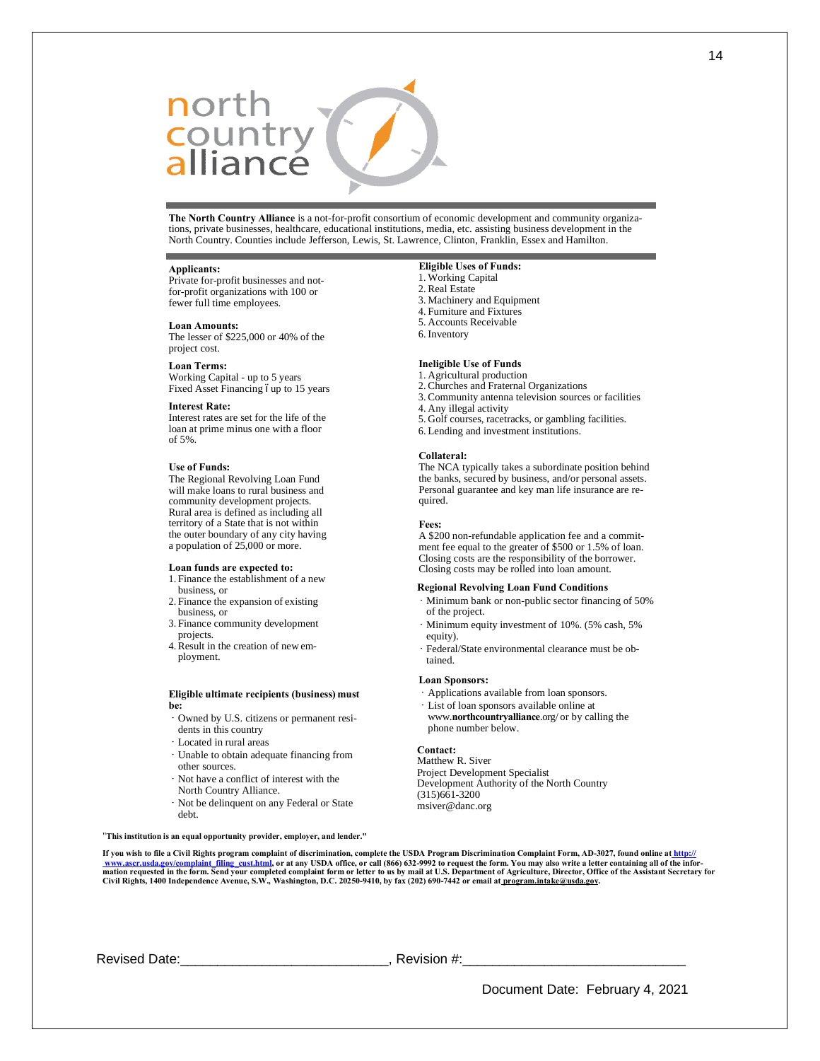# north country alliance

**The North Country Alliance** is a not-for-profit consortium of economic development and community organizations, private businesses, healthcare, educational institutions, media, etc. assisting business development in the North Country. Counties include Jefferson, Lewis, St. Lawrence, Clinton, Franklin, Essex and Hamilton.

**Applicants:**
Private for-profit businesses and not-for-profit organizations with 100 or fewer full time employees.

**Loan Amounts:**
The lesser of $225,000 or 40% of the project cost.

**Loan Terms:**
Working Capital - up to 5 years
Fixed Asset Financing ̶ up to 15 years

**Interest Rate:**
Interest rates are set for the life of the loan at prime minus one with a floor of 5%.

**Use of Funds:**
The Regional Revolving Loan Fund will make loans to rural business and community development projects. Rural area is defined as including all territory of a State that is not within the outer boundary of any city having a population of 25,000 or more.

**Loan funds are expected to:**

1. Finance the establishment of a new business, or
2. Finance the expansion of existing business, or
3. Finance community development projects.
4. Result in the creation of new employment.

**Eligible ultimate recipients (business) must be:**

- Owned by U.S. citizens or permanent residents in this country
- Located in rural areas
- Unable to obtain adequate financing from other sources.
- Not have a conflict of interest with the North Country Alliance.
- Not be delinquent on any Federal or State debt.

**Eligible Uses of Funds:**

1. Working Capital
2. Real Estate
3. Machinery and Equipment
4. Furniture and Fixtures
5. Accounts Receivable
6. Inventory

**Ineligible Use of Funds**

1. Agricultural production
2. Churches and Fraternal Organizations
3. Community antenna television sources or facilities
4. Any illegal activity
5. Golf courses, racetracks, or gambling facilities.
6. Lending and investment institutions.

**Collateral:**
The NCA typically takes a subordinate position behind the banks, secured by business, and/or personal assets. Personal guarantee and key man life insurance are required.

**Fees:**
A $200 non-refundable application fee and a commitment fee equal to the greater of $500 or 1.5% of loan. Closing costs are the responsibility of the borrower. Closing costs may be rolled into loan amount.

**Regional Revolving Loan Fund Conditions**

- Minimum bank or non-public sector financing of 50% of the project.
- Minimum equity investment of 10%. (5% cash, 5% equity).
- Federal/State environmental clearance must be obtained.

**Loan Sponsors:**

- Applications available from loan sponsors.
- List of loan sponsors available online at www.**northcountryalliance**.org/ or by calling the phone number below.

**Contact:**
Matthew R. Siver
Project Development Specialist
Development Authority of the North Country
(315)661-3200
msiver@danc.org

**"This institution is an equal opportunity provider, employer, and lender."**

**If you wish to file a Civil Rights program complaint of discrimination, complete the USDA Program Discrimination Complaint Form, AD-3027, found online at http://www.ascr.usda.gov/complaint_filing_cust.html, or at any USDA office, or call (866) 632-9992 to request the form. You may also write a letter containing all of the information requested in the form. Send your completed complaint form or letter to us by mail at U.S. Department of Agriculture, Director, Office of the Assistant Secretary for Civil Rights, 1400 Independence Avenue, S.W., Washington, D.C. 20250-9410, by fax (202) 690-7442 or email at program.intake@usda.gov.**

Revised Date:\_\_\_\_\_\_\_\_\_\_\_\_\_\_\_\_\_\_\_\_\_\_\_\_\_\_\_\_, Revision #:\_\_\_\_\_\_\_\_\_\_\_\_\_\_\_\_\_\_\_\_\_\_\_\_\_\_\_\_\_\_

Document Date: February 4, 2021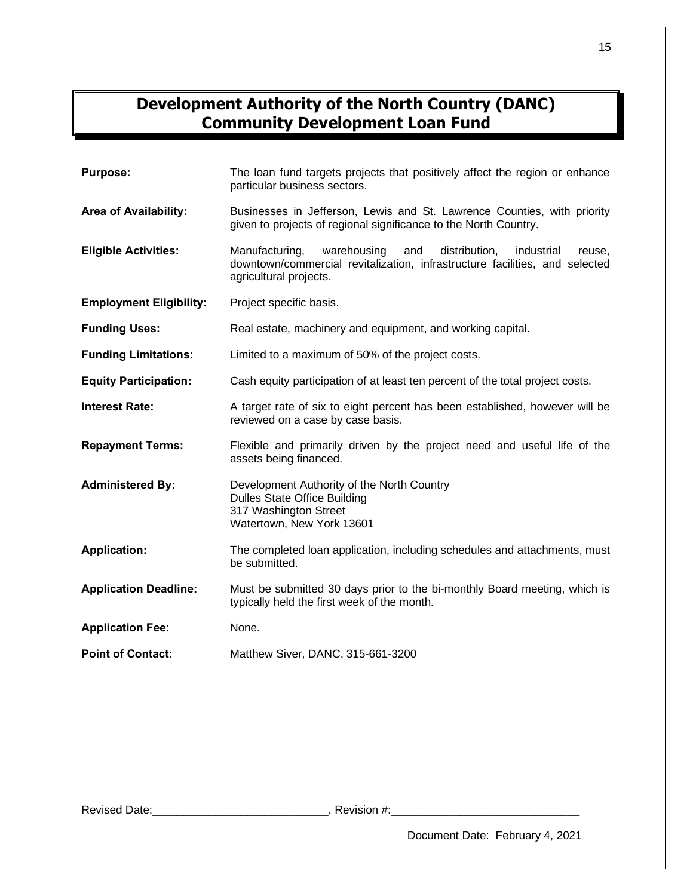# Development Authority of the North Country (DANC) Community Development Loan Fund

**Purpose:** The loan fund targets projects that positively affect the region or enhance particular business sectors.

**Area of Availability:** Businesses in Jefferson, Lewis and St. Lawrence Counties, with priority given to projects of regional significance to the North Country.

**Eligible Activities:** Manufacturing, warehousing and distribution, industrial reuse, downtown/commercial revitalization, infrastructure facilities, and selected agricultural projects.

**Employment Eligibility:** Project specific basis.

**Funding Uses:** Real estate, machinery and equipment, and working capital.

**Funding Limitations:** Limited to a maximum of 50% of the project costs.

**Equity Participation:** Cash equity participation of at least ten percent of the total project costs.

**Interest Rate:** A target rate of six to eight percent has been established, however will be reviewed on a case by case basis.

**Repayment Terms:** Flexible and primarily driven by the project need and useful life of the assets being financed.

**Administered By:** Development Authority of the North Country
Dulles State Office Building
317 Washington Street
Watertown, New York 13601

**Application:** The completed loan application, including schedules and attachments, must be submitted.

**Application Deadline:** Must be submitted 30 days prior to the bi-monthly Board meeting, which is typically held the first week of the month.

**Application Fee:** None.

**Point of Contact:** Matthew Siver, DANC, 315-661-3200

Revised Date:\_\_\_\_\_\_\_\_\_\_\_\_\_\_\_\_\_\_\_\_\_\_\_\_\_\_\_\_, Revision #:\_\_\_\_\_\_\_\_\_\_\_\_\_\_\_\_\_\_\_\_\_\_\_\_\_\_\_\_\_\_

Document Date: February 4, 2021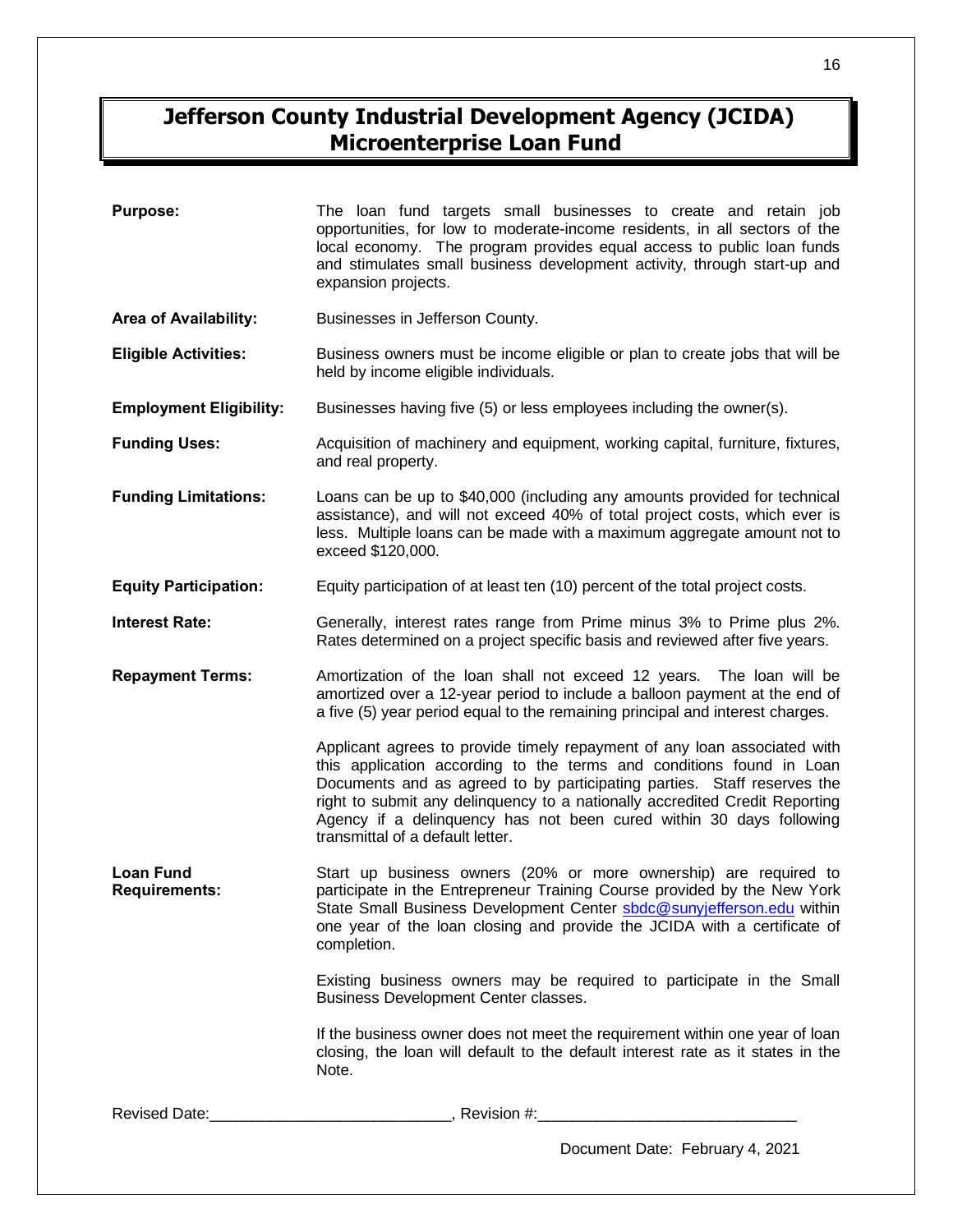# Jefferson County Industrial Development Agency (JCIDA) Microenterprise Loan Fund

**Purpose:** The loan fund targets small businesses to create and retain job opportunities, for low to moderate-income residents, in all sectors of the local economy. The program provides equal access to public loan funds and stimulates small business development activity, through start-up and expansion projects.

**Area of Availability:** Businesses in Jefferson County.

**Eligible Activities:** Business owners must be income eligible or plan to create jobs that will be held by income eligible individuals.

**Employment Eligibility:** Businesses having five (5) or less employees including the owner(s).

**Funding Uses:** Acquisition of machinery and equipment, working capital, furniture, fixtures, and real property.

**Funding Limitations:** Loans can be up to $40,000 (including any amounts provided for technical assistance), and will not exceed 40% of total project costs, which ever is less. Multiple loans can be made with a maximum aggregate amount not to exceed $120,000.

**Equity Participation:** Equity participation of at least ten (10) percent of the total project costs.

**Interest Rate:** Generally, interest rates range from Prime minus 3% to Prime plus 2%. Rates determined on a project specific basis and reviewed after five years.

**Repayment Terms:** Amortization of the loan shall not exceed 12 years. The loan will be amortized over a 12-year period to include a balloon payment at the end of a five (5) year period equal to the remaining principal and interest charges.

Applicant agrees to provide timely repayment of any loan associated with this application according to the terms and conditions found in Loan Documents and as agreed to by participating parties. Staff reserves the right to submit any delinquency to a nationally accredited Credit Reporting Agency if a delinquency has not been cured within 30 days following transmittal of a default letter.

**Loan Fund Requirements:** Start up business owners (20% or more ownership) are required to participate in the Entrepreneur Training Course provided by the New York State Small Business Development Center sbdc@sunyjefferson.edu within one year of the loan closing and provide the JCIDA with a certificate of completion.

Existing business owners may be required to participate in the Small Business Development Center classes.

If the business owner does not meet the requirement within one year of loan closing, the loan will default to the default interest rate as it states in the Note.

Revised Date:\_\_\_\_\_\_\_\_\_\_\_\_\_\_\_\_\_\_\_\_\_\_\_\_\_\_\_\_, Revision #:\_\_\_\_\_\_\_\_\_\_\_\_\_\_\_\_\_\_\_\_\_\_\_\_\_\_\_\_\_\_

Document Date: February 4, 2021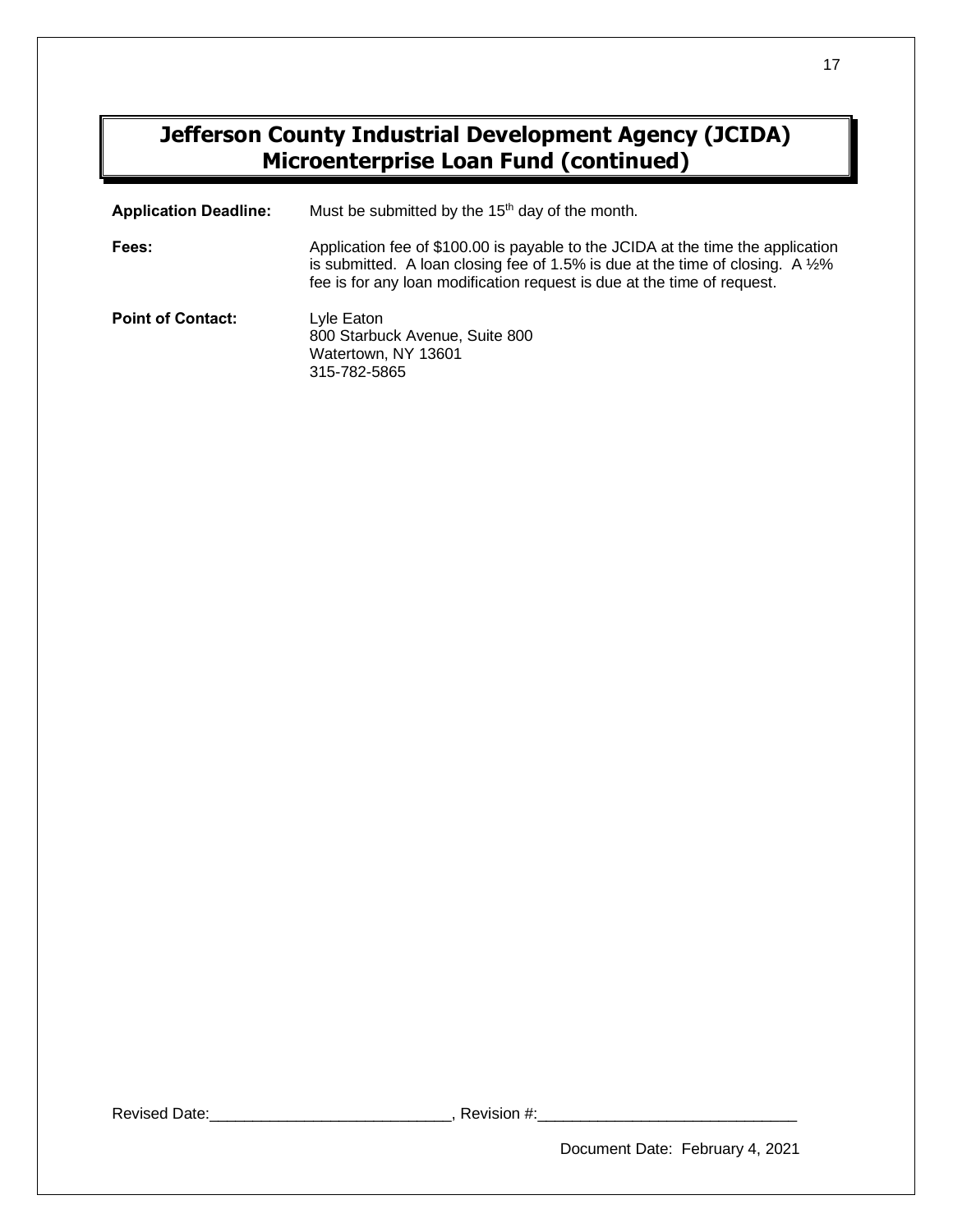# Jefferson County Industrial Development Agency (JCIDA) Microenterprise Loan Fund (continued)

**Application Deadline:** Must be submitted by the 15th day of the month.

**Fees:** Application fee of $100.00 is payable to the JCIDA at the time the application is submitted. A loan closing fee of 1.5% is due at the time of closing. A ½% fee is for any loan modification request is due at the time of request.

**Point of Contact:** Lyle Eaton
800 Starbuck Avenue, Suite 800
Watertown, NY 13601
315-782-5865

Revised Date:____________________________, Revision #:______________________________

Document Date: February 4, 2021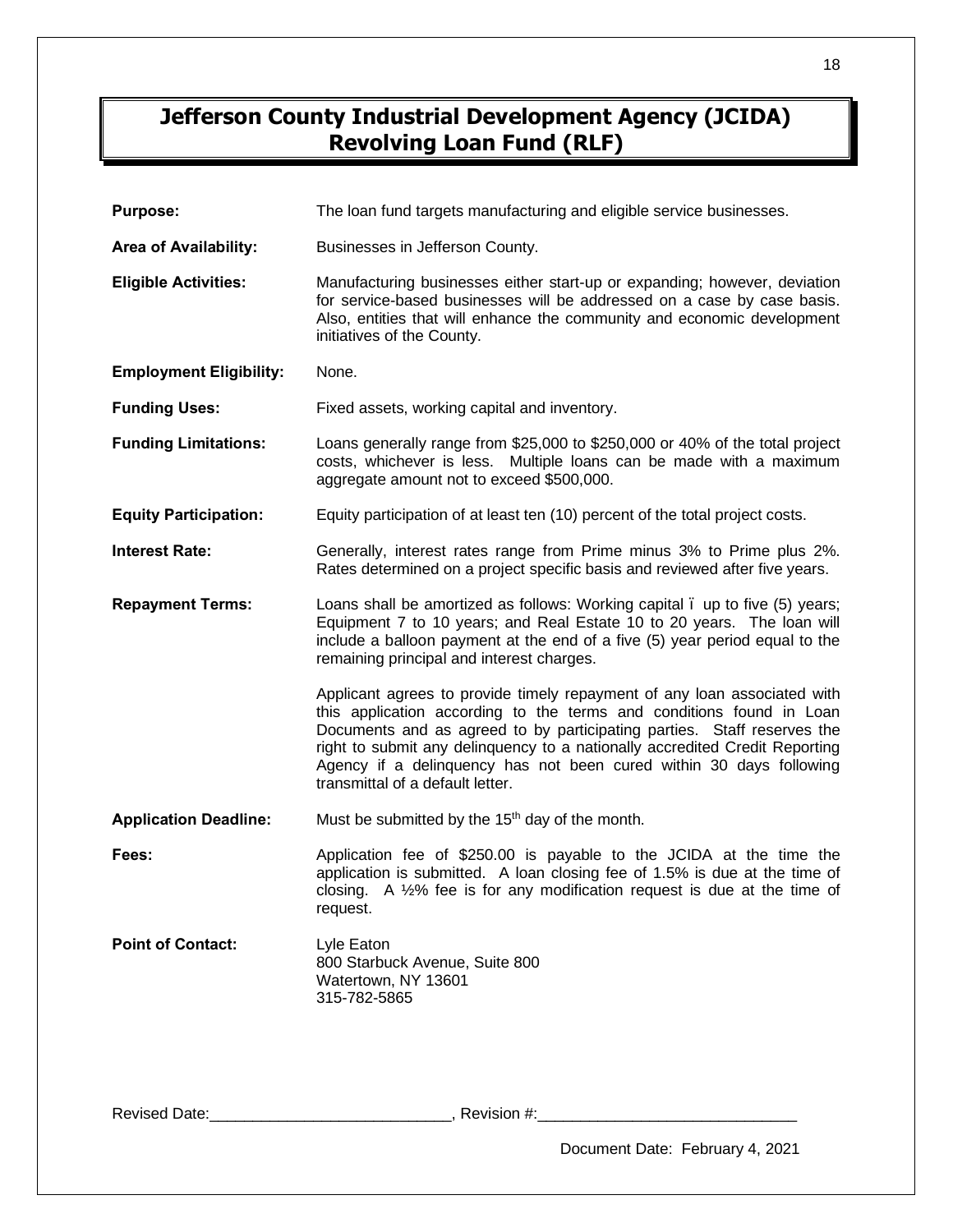# Jefferson County Industrial Development Agency (JCIDA) Revolving Loan Fund (RLF)

**Purpose:** The loan fund targets manufacturing and eligible service businesses.

**Area of Availability:** Businesses in Jefferson County.

**Eligible Activities:** Manufacturing businesses either start-up or expanding; however, deviation for service-based businesses will be addressed on a case by case basis. Also, entities that will enhance the community and economic development initiatives of the County.

**Employment Eligibility:** None.

**Funding Uses:** Fixed assets, working capital and inventory.

**Funding Limitations:** Loans generally range from $25,000 to $250,000 or 40% of the total project costs, whichever is less. Multiple loans can be made with a maximum aggregate amount not to exceed $500,000.

**Equity Participation:** Equity participation of at least ten (10) percent of the total project costs.

**Interest Rate:** Generally, interest rates range from Prime minus 3% to Prime plus 2%. Rates determined on a project specific basis and reviewed after five years.

**Repayment Terms:** Loans shall be amortized as follows: Working capital ï up to five (5) years; Equipment 7 to 10 years; and Real Estate 10 to 20 years. The loan will include a balloon payment at the end of a five (5) year period equal to the remaining principal and interest charges.

Applicant agrees to provide timely repayment of any loan associated with this application according to the terms and conditions found in Loan Documents and as agreed to by participating parties. Staff reserves the right to submit any delinquency to a nationally accredited Credit Reporting Agency if a delinquency has not been cured within 30 days following transmittal of a default letter.

**Application Deadline:** Must be submitted by the 15th day of the month.

**Fees:** Application fee of $250.00 is payable to the JCIDA at the time the application is submitted. A loan closing fee of 1.5% is due at the time of closing. A ½% fee is for any modification request is due at the time of request.

**Point of Contact:** Lyle Eaton
800 Starbuck Avenue, Suite 800
Watertown, NY 13601
315-782-5865

Revised Date:____________________________, Revision #:______________________________

Document Date: February 4, 2021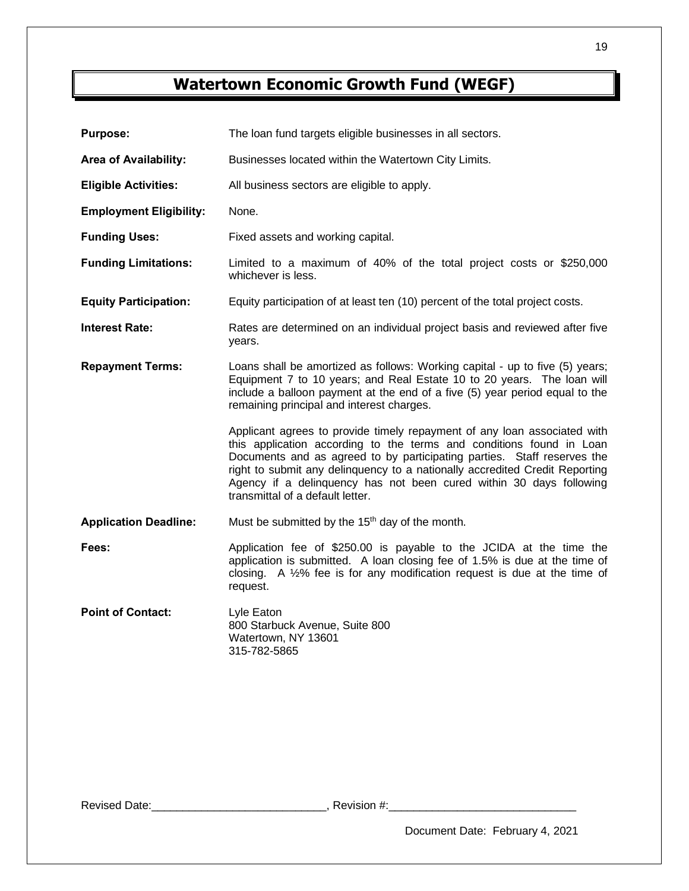# Watertown Economic Growth Fund (WEGF)

**Purpose:** The loan fund targets eligible businesses in all sectors.

**Area of Availability:** Businesses located within the Watertown City Limits.

**Eligible Activities:** All business sectors are eligible to apply.

**Employment Eligibility:** None.

**Funding Uses:** Fixed assets and working capital.

**Funding Limitations:** Limited to a maximum of 40% of the total project costs or $250,000 whichever is less.

**Equity Participation:** Equity participation of at least ten (10) percent of the total project costs.

**Interest Rate:** Rates are determined on an individual project basis and reviewed after five years.

**Repayment Terms:** Loans shall be amortized as follows: Working capital - up to five (5) years; Equipment 7 to 10 years; and Real Estate 10 to 20 years. The loan will include a balloon payment at the end of a five (5) year period equal to the remaining principal and interest charges.

Applicant agrees to provide timely repayment of any loan associated with this application according to the terms and conditions found in Loan Documents and as agreed to by participating parties. Staff reserves the right to submit any delinquency to a nationally accredited Credit Reporting Agency if a delinquency has not been cured within 30 days following transmittal of a default letter.

**Application Deadline:** Must be submitted by the 15th day of the month.

**Fees:** Application fee of $250.00 is payable to the JCIDA at the time the application is submitted. A loan closing fee of 1.5% is due at the time of closing. A ½% fee is for any modification request is due at the time of request.

**Point of Contact:** Lyle Eaton
800 Starbuck Avenue, Suite 800
Watertown, NY 13601
315-782-5865

Revised Date:____________________________, Revision #:______________________________

Document Date: February 4, 2021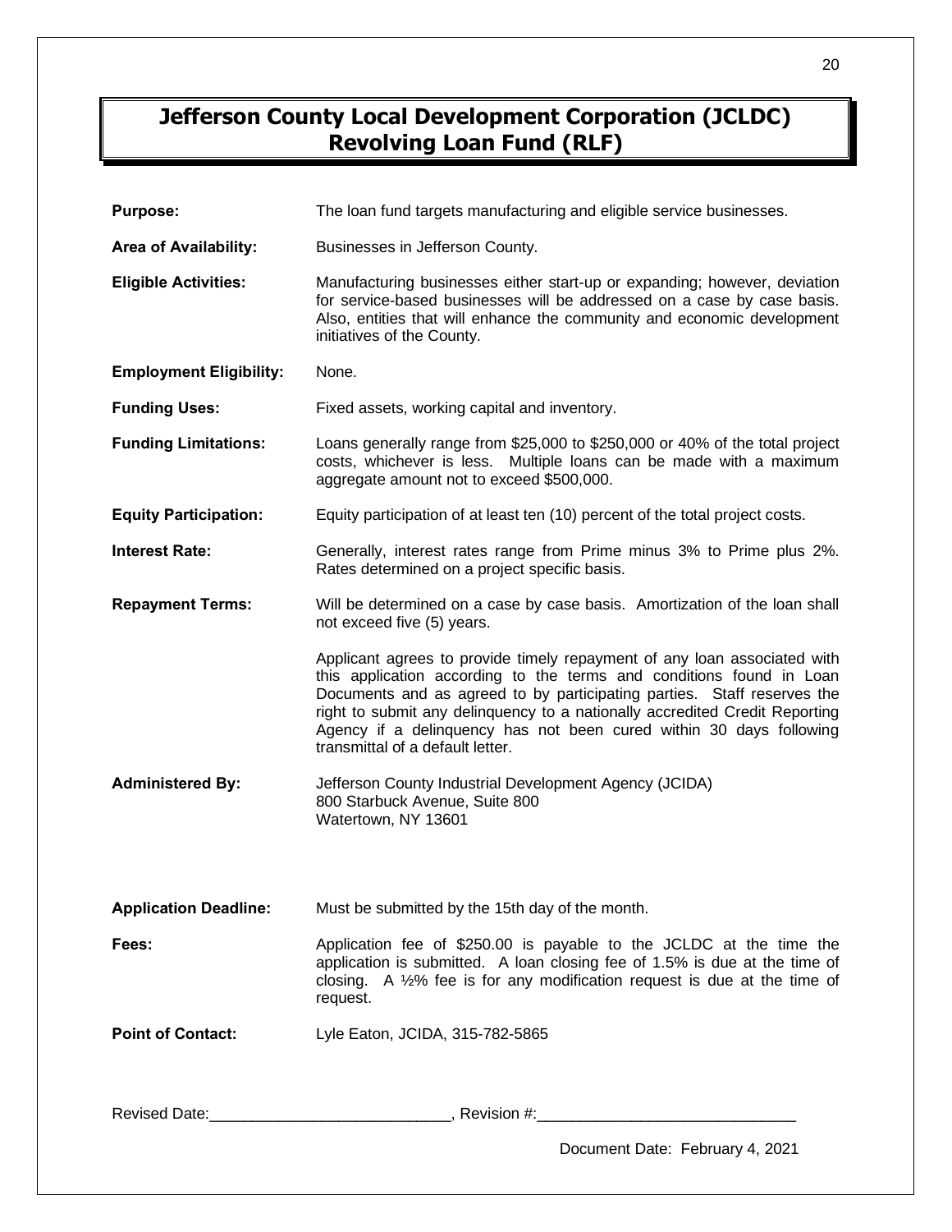# Jefferson County Local Development Corporation (JCLDC) Revolving Loan Fund (RLF)

**Purpose:** The loan fund targets manufacturing and eligible service businesses.

**Area of Availability:** Businesses in Jefferson County.

**Eligible Activities:** Manufacturing businesses either start-up or expanding; however, deviation for service-based businesses will be addressed on a case by case basis. Also, entities that will enhance the community and economic development initiatives of the County.

**Employment Eligibility:** None.

**Funding Uses:** Fixed assets, working capital and inventory.

**Funding Limitations:** Loans generally range from $25,000 to $250,000 or 40% of the total project costs, whichever is less. Multiple loans can be made with a maximum aggregate amount not to exceed $500,000.

**Equity Participation:** Equity participation of at least ten (10) percent of the total project costs.

**Interest Rate:** Generally, interest rates range from Prime minus 3% to Prime plus 2%. Rates determined on a project specific basis.

**Repayment Terms:** Will be determined on a case by case basis. Amortization of the loan shall not exceed five (5) years.

Applicant agrees to provide timely repayment of any loan associated with this application according to the terms and conditions found in Loan Documents and as agreed to by participating parties. Staff reserves the right to submit any delinquency to a nationally accredited Credit Reporting Agency if a delinquency has not been cured within 30 days following transmittal of a default letter.

**Administered By:** Jefferson County Industrial Development Agency (JCIDA)
800 Starbuck Avenue, Suite 800
Watertown, NY 13601

**Application Deadline:** Must be submitted by the 15th day of the month.

**Fees:** Application fee of $250.00 is payable to the JCLDC at the time the application is submitted. A loan closing fee of 1.5% is due at the time of closing. A ½% fee is for any modification request is due at the time of request.

**Point of Contact:** Lyle Eaton, JCIDA, 315-782-5865

Revised Date:\_\_\_\_\_\_\_\_\_\_\_\_\_\_\_\_\_\_\_\_\_\_\_\_\_\_\_\_, Revision #:\_\_\_\_\_\_\_\_\_\_\_\_\_\_\_\_\_\_\_\_\_\_\_\_\_\_\_\_\_\_

Document Date: February 4, 2021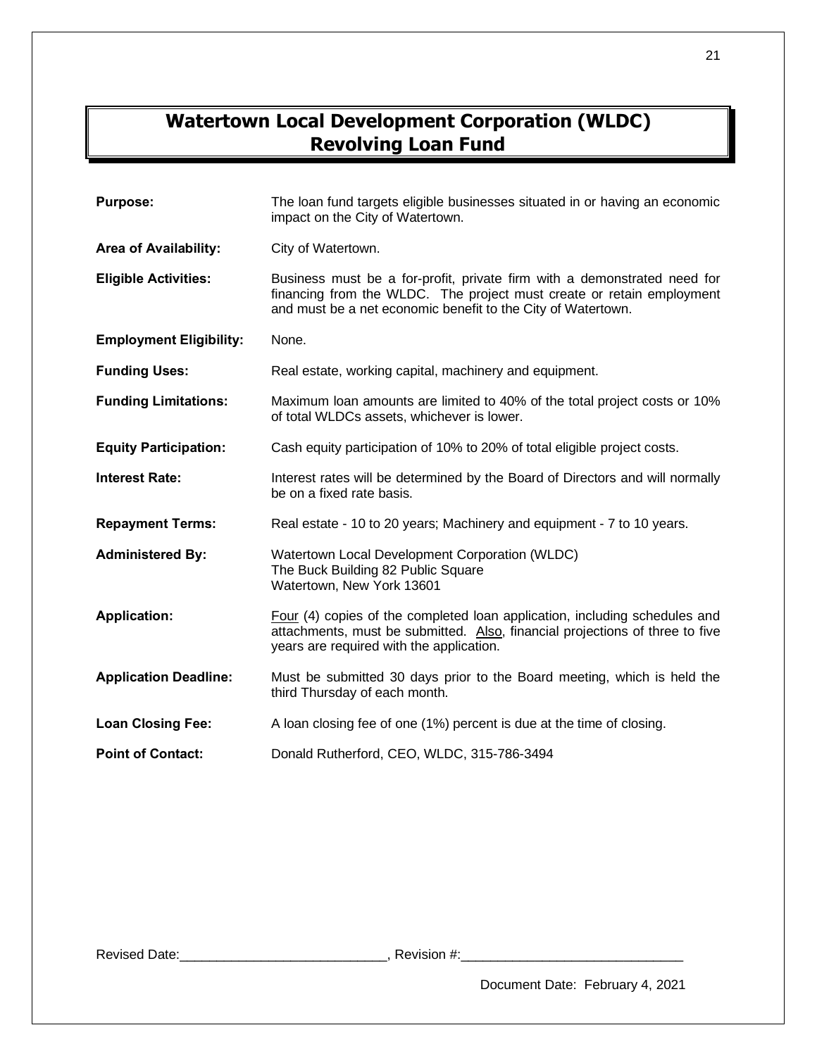# Watertown Local Development Corporation (WLDC) Revolving Loan Fund

| | |
|---|---|
| **Purpose:** | The loan fund targets eligible businesses situated in or having an economic impact on the City of Watertown. |
| **Area of Availability:** | City of Watertown. |
| **Eligible Activities:** | Business must be a for-profit, private firm with a demonstrated need for financing from the WLDC. The project must create or retain employment and must be a net economic benefit to the City of Watertown. |
| **Employment Eligibility:** | None. |
| **Funding Uses:** | Real estate, working capital, machinery and equipment. |
| **Funding Limitations:** | Maximum loan amounts are limited to 40% of the total project costs or 10% of total WLDCs assets, whichever is lower. |
| **Equity Participation:** | Cash equity participation of 10% to 20% of total eligible project costs. |
| **Interest Rate:** | Interest rates will be determined by the Board of Directors and will normally be on a fixed rate basis. |
| **Repayment Terms:** | Real estate - 10 to 20 years; Machinery and equipment - 7 to 10 years. |
| **Administered By:** | Watertown Local Development Corporation (WLDC)<br>The Buck Building 82 Public Square<br>Watertown, New York 13601 |
| **Application:** | <u>Four</u> (4) copies of the completed loan application, including schedules and attachments, must be submitted. <u>Also</u>, financial projections of three to five years are required with the application. |
| **Application Deadline:** | Must be submitted 30 days prior to the Board meeting, which is held the third Thursday of each month. |
| **Loan Closing Fee:** | A loan closing fee of one (1%) percent is due at the time of closing. |
| **Point of Contact:** | Donald Rutherford, CEO, WLDC, 315-786-3494 |

Revised Date:____________________________, Revision #:______________________________

Document Date: February 4, 2021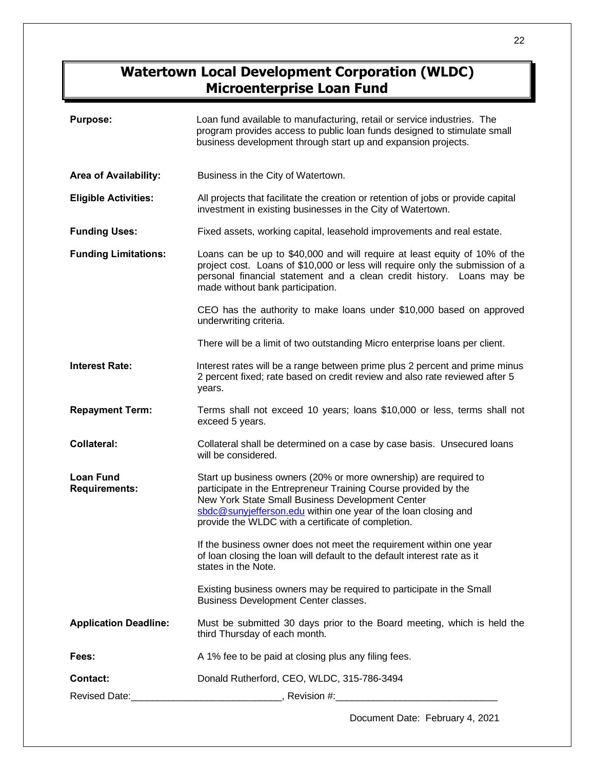# Watertown Local Development Corporation (WLDC) Microenterprise Loan Fund

**Purpose:** Loan fund available to manufacturing, retail or service industries. The program provides access to public loan funds designed to stimulate small business development through start up and expansion projects.

**Area of Availability:** Business in the City of Watertown.

**Eligible Activities:** All projects that facilitate the creation or retention of jobs or provide capital investment in existing businesses in the City of Watertown.

**Funding Uses:** Fixed assets, working capital, leasehold improvements and real estate.

**Funding Limitations:** Loans can be up to $40,000 and will require at least equity of 10% of the project cost. Loans of $10,000 or less will require only the submission of a personal financial statement and a clean credit history. Loans may be made without bank participation.

CEO has the authority to make loans under $10,000 based on approved underwriting criteria.

There will be a limit of two outstanding Micro enterprise loans per client.

**Interest Rate:** Interest rates will be a range between prime plus 2 percent and prime minus 2 percent fixed; rate based on credit review and also rate reviewed after 5 years.

**Repayment Term:** Terms shall not exceed 10 years; loans $10,000 or less, terms shall not exceed 5 years.

**Collateral:** Collateral shall be determined on a case by case basis. Unsecured loans will be considered.

**Loan Fund Requirements:** Start up business owners (20% or more ownership) are required to participate in the Entrepreneur Training Course provided by the New York State Small Business Development Center sbdc@sunyjefferson.edu within one year of the loan closing and provide the WLDC with a certificate of completion.

If the business owner does not meet the requirement within one year of loan closing the loan will default to the default interest rate as it states in the Note.

Existing business owners may be required to participate in the Small Business Development Center classes.

**Application Deadline:** Must be submitted 30 days prior to the Board meeting, which is held the third Thursday of each month.

**Fees:** A 1% fee to be paid at closing plus any filing fees.

**Contact:** Donald Rutherford, CEO, WLDC, 315-786-3494

Revised Date:____________________________, Revision #:______________________________

Document Date: February 4, 2021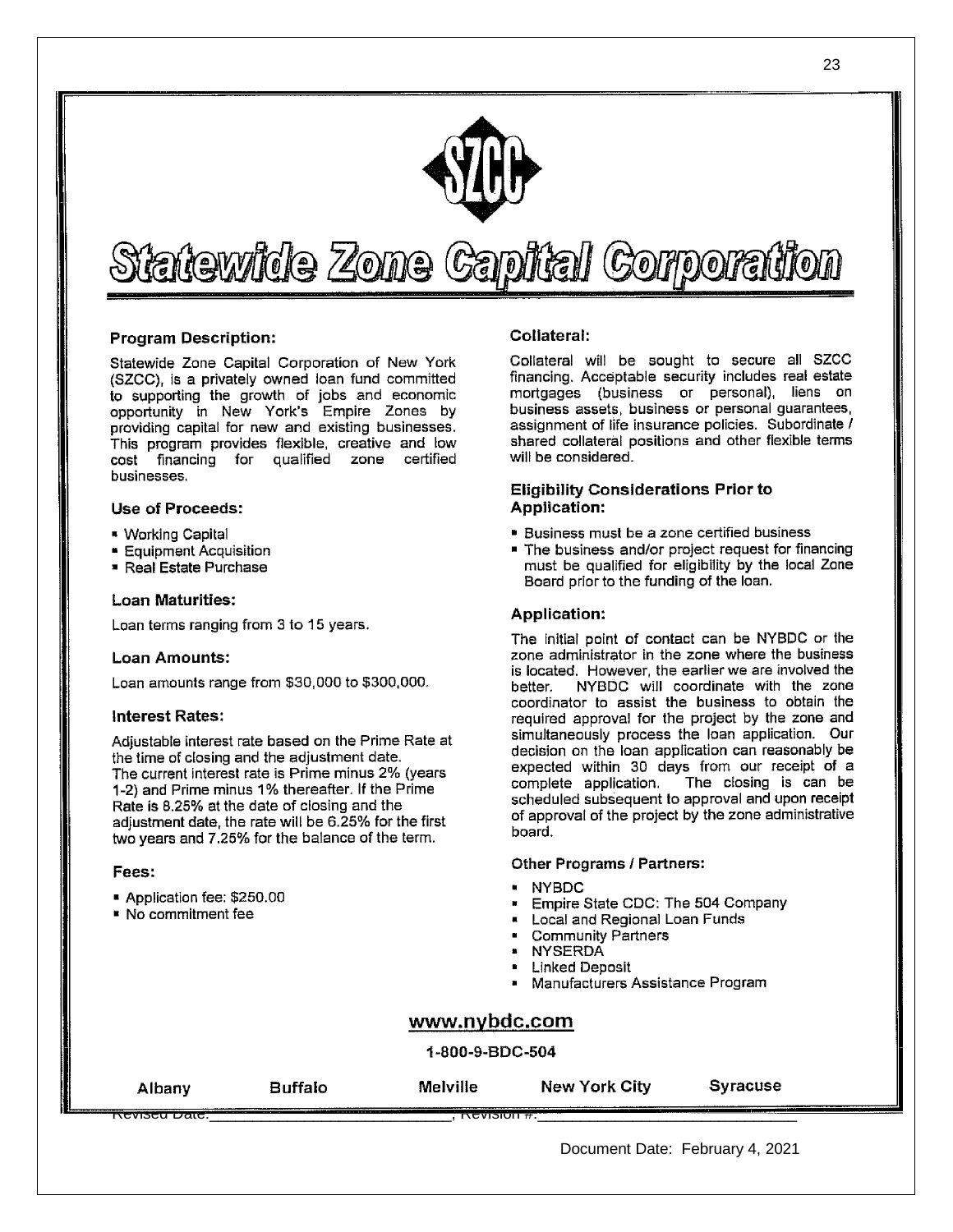# Statewide Zone Capital Corporation

### Program Description:

Statewide Zone Capital Corporation of New York (SZCC), is a privately owned loan fund committed to supporting the growth of jobs and economic opportunity in New York's Empire Zones by providing capital for new and existing businesses. This program provides flexible, creative and low cost financing for qualified zone certified businesses.

### Use of Proceeds:

- Working Capital
- Equipment Acquisition
- Real Estate Purchase

### Loan Maturities:

Loan terms ranging from 3 to 15 years.

### Loan Amounts:

Loan amounts range from $30,000 to $300,000.

### Interest Rates:

Adjustable interest rate based on the Prime Rate at the time of closing and the adjustment date.
The current interest rate is Prime minus 2% (years 1-2) and Prime minus 1% thereafter. If the Prime Rate is 8.25% at the date of closing and the adjustment date, the rate will be 6.25% for the first two years and 7.25% for the balance of the term.

### Fees:

- Application fee: $250.00
- No commitment fee

### Collateral:

Collateral will be sought to secure all SZCC financing. Acceptable security includes real estate mortgages (business or personal), liens on business assets, business or personal guarantees, assignment of life insurance policies. Subordinate / shared collateral positions and other flexible terms will be considered.

### Eligibility Considerations Prior to Application:

- Business must be a zone certified business
- The business and/or project request for financing must be qualified for eligibility by the local Zone Board prior to the funding of the loan.

### Application:

The initial point of contact can be NYBDC or the zone administrator in the zone where the business is located. However, the earlier we are involved the better. NYBDC will coordinate with the zone coordinator to assist the business to obtain the required approval for the project by the zone and simultaneously process the loan application. Our decision on the loan application can reasonably be expected within 30 days from our receipt of a complete application. The closing is can be scheduled subsequent to approval and upon receipt of approval of the project by the zone administrative board.

### Other Programs / Partners:

- NYBDC
- Empire State CDC: The 504 Company
- Local and Regional Loan Funds
- Community Partners
- NYSERDA
- Linked Deposit
- Manufacturers Assistance Program

**www.nybdc.com**

**1-800-9-BDC-504**

**Albany** | **Buffalo** | **Melville** | **New York City** | **Syracuse**

Revised Date:\_\_\_\_\_\_\_\_\_\_\_\_\_\_\_\_\_\_\_\_\_\_\_\_\_\_\_, Revision #:\_\_\_\_\_\_\_\_\_\_\_\_\_\_\_\_\_\_\_\_\_\_\_\_\_\_\_

Document Date: February 4, 2021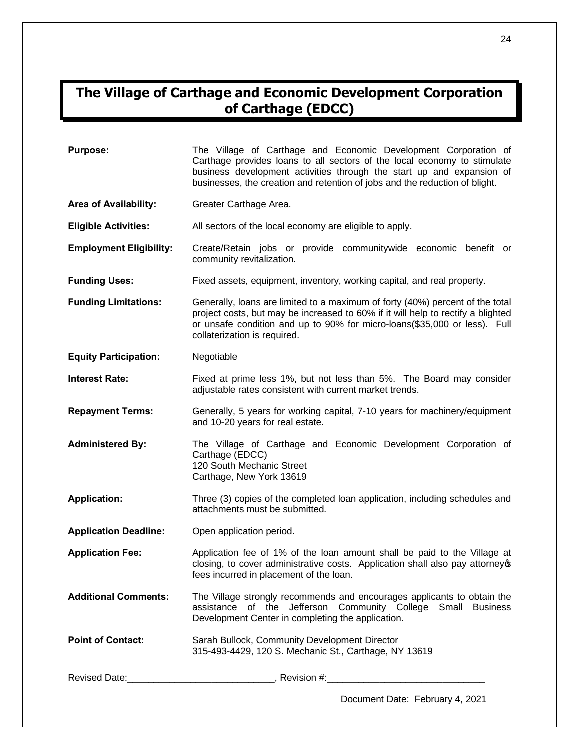# The Village of Carthage and Economic Development Corporation of Carthage (EDCC)

**Purpose:** The Village of Carthage and Economic Development Corporation of Carthage provides loans to all sectors of the local economy to stimulate business development activities through the start up and expansion of businesses, the creation and retention of jobs and the reduction of blight.

**Area of Availability:** Greater Carthage Area.

**Eligible Activities:** All sectors of the local economy are eligible to apply.

**Employment Eligibility:** Create/Retain jobs or provide communitywide economic benefit or community revitalization.

**Funding Uses:** Fixed assets, equipment, inventory, working capital, and real property.

**Funding Limitations:** Generally, loans are limited to a maximum of forty (40%) percent of the total project costs, but may be increased to 60% if it will help to rectify a blighted or unsafe condition and up to 90% for micro-loans($35,000 or less). Full collaterization is required.

**Equity Participation:** Negotiable

**Interest Rate:** Fixed at prime less 1%, but not less than 5%. The Board may consider adjustable rates consistent with current market trends.

**Repayment Terms:** Generally, 5 years for working capital, 7-10 years for machinery/equipment and 10-20 years for real estate.

**Administered By:** The Village of Carthage and Economic Development Corporation of Carthage (EDCC)
120 South Mechanic Street
Carthage, New York 13619

**Application:** Three (3) copies of the completed loan application, including schedules and attachments must be submitted.

**Application Deadline:** Open application period.

**Application Fee:** Application fee of 1% of the loan amount shall be paid to the Village at closing, to cover administrative costs. Application shall also pay attorney's fees incurred in placement of the loan.

**Additional Comments:** The Village strongly recommends and encourages applicants to obtain the assistance of the Jefferson Community College Small Business Development Center in completing the application.

**Point of Contact:** Sarah Bullock, Community Development Director
315-493-4429, 120 S. Mechanic St., Carthage, NY 13619

Revised Date:____________________________, Revision #:______________________________

Document Date: February 4, 2021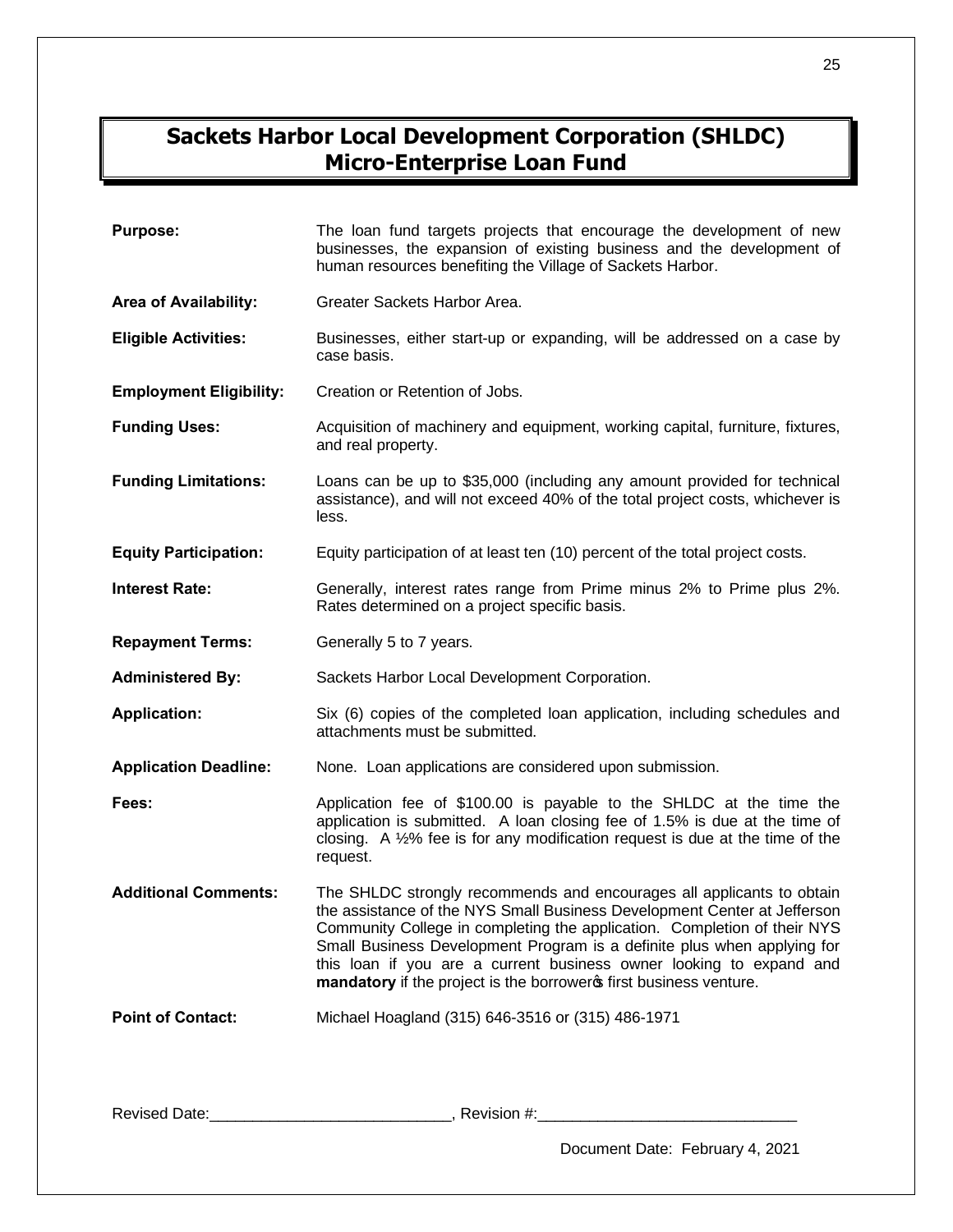# Sackets Harbor Local Development Corporation (SHLDC) Micro-Enterprise Loan Fund

**Purpose:** The loan fund targets projects that encourage the development of new businesses, the expansion of existing business and the development of human resources benefiting the Village of Sackets Harbor.

**Area of Availability:** Greater Sackets Harbor Area.

**Eligible Activities:** Businesses, either start-up or expanding, will be addressed on a case by case basis.

**Employment Eligibility:** Creation or Retention of Jobs.

**Funding Uses:** Acquisition of machinery and equipment, working capital, furniture, fixtures, and real property.

**Funding Limitations:** Loans can be up to $35,000 (including any amount provided for technical assistance), and will not exceed 40% of the total project costs, whichever is less.

**Equity Participation:** Equity participation of at least ten (10) percent of the total project costs.

**Interest Rate:** Generally, interest rates range from Prime minus 2% to Prime plus 2%. Rates determined on a project specific basis.

**Repayment Terms:** Generally 5 to 7 years.

**Administered By:** Sackets Harbor Local Development Corporation.

**Application:** Six (6) copies of the completed loan application, including schedules and attachments must be submitted.

**Application Deadline:** None. Loan applications are considered upon submission.

**Fees:** Application fee of $100.00 is payable to the SHLDC at the time the application is submitted. A loan closing fee of 1.5% is due at the time of closing. A ½% fee is for any modification request is due at the time of the request.

**Additional Comments:** The SHLDC strongly recommends and encourages all applicants to obtain the assistance of the NYS Small Business Development Center at Jefferson Community College in completing the application. Completion of their NYS Small Business Development Program is a definite plus when applying for this loan if you are a current business owner looking to expand and **mandatory** if the project is the borrower's first business venture.

**Point of Contact:** Michael Hoagland (315) 646-3516 or (315) 486-1971

Revised Date:\_\_\_\_\_\_\_\_\_\_\_\_\_\_\_\_\_\_\_\_\_\_\_\_\_\_\_\_, Revision #:\_\_\_\_\_\_\_\_\_\_\_\_\_\_\_\_\_\_\_\_\_\_\_\_\_\_\_\_\_\_

Document Date: February 4, 2021